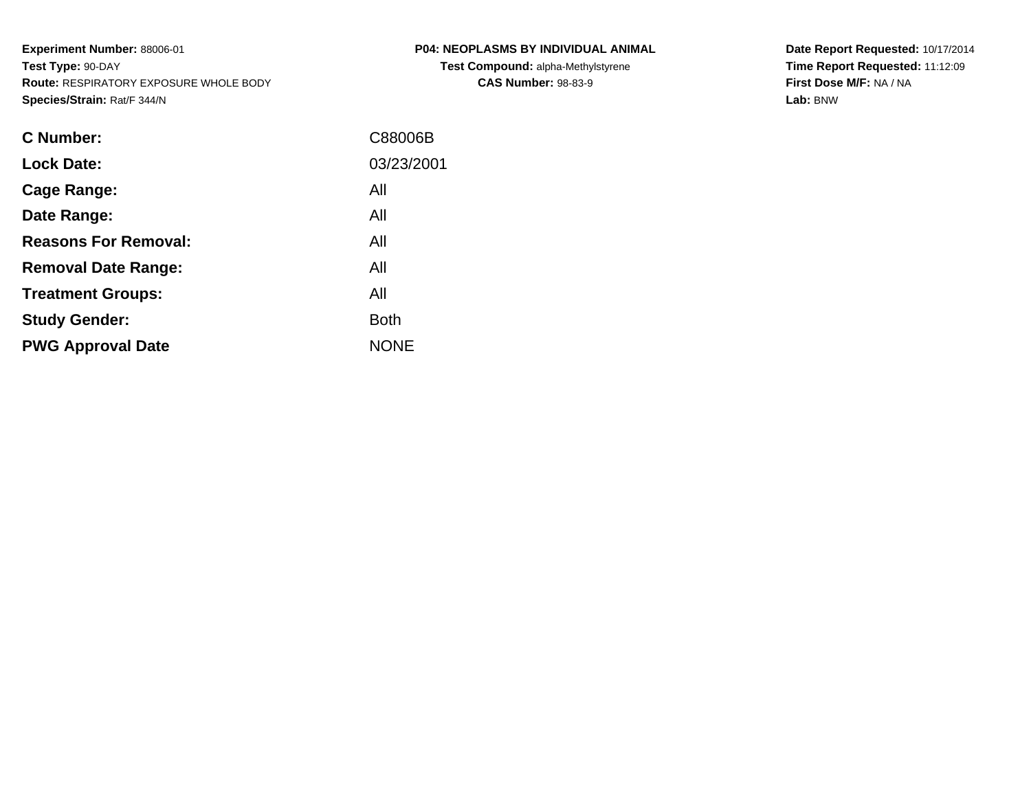**Experiment Number:** 88006-01
**Test Type:** 90-DAY
**Route:** RESPIRATORY EXPOSURE WHOLE BODY
**Species/Strain:** Rat/F 344/N

**P04: NEOPLASMS BY INDIVIDUAL ANIMAL**
**Test Compound:** alpha-Methylstyrene
**CAS Number:** 98-83-9

**Date Report Requested:** 10/17/2014
**Time Report Requested:** 11:12:09
**First Dose M/F:** NA / NA
**Lab:** BNW

| | |
|---|---|
| **C Number:** | C88006B |
| **Lock Date:** | 03/23/2001 |
| **Cage Range:** | All |
| **Date Range:** | All |
| **Reasons For Removal:** | All |
| **Removal Date Range:** | All |
| **Treatment Groups:** | All |
| **Study Gender:** | Both |
| **PWG Approval Date** | NONE |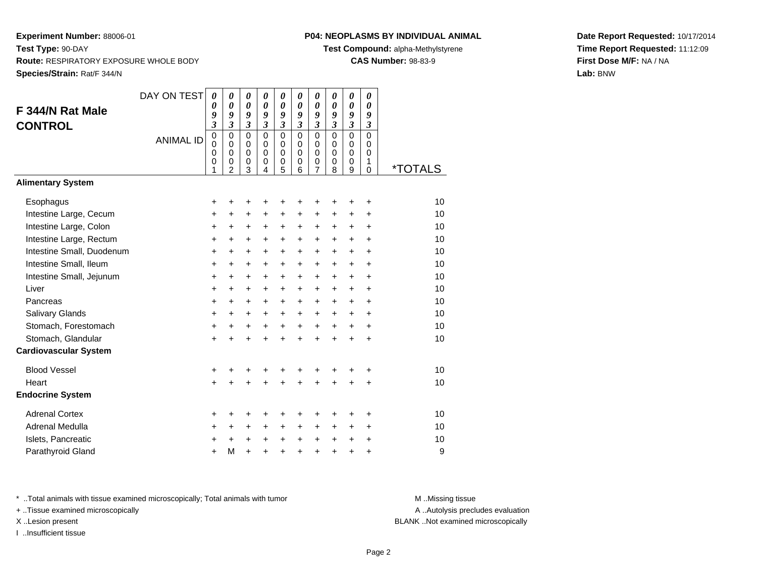**Experiment Number:** 88006-01
**Test Type:** 90-DAY
**Route:** RESPIRATORY EXPOSURE WHOLE BODY
**Species/Strain:** Rat/F 344/N

**P04: NEOPLASMS BY INDIVIDUAL ANIMAL**
**Test Compound:** alpha-Methylstyrene
**CAS Number:** 98-83-9

**Date Report Requested:** 10/17/2014
**Time Report Requested:** 11:12:09
**First Dose M/F:** NA / NA
**Lab:** BNW

## F 344/N Rat Male CONTROL

| DAY ON TEST | 0093 | 0093 | 0093 | 0093 | 0093 | 0093 | 0093 | 0093 | 0093 | 0093 | |
|---|---|---|---|---|---|---|---|---|---|---|---|
| ANIMAL ID | 00001 | 00002 | 00003 | 00004 | 00005 | 00006 | 00007 | 00008 | 00009 | 00010 | *TOTALS |
| **Alimentary System** | | | | | | | | | | | |
| Esophagus | + | + | + | + | + | + | + | + | + | + | 10 |
| Intestine Large, Cecum | + | + | + | + | + | + | + | + | + | + | 10 |
| Intestine Large, Colon | + | + | + | + | + | + | + | + | + | + | 10 |
| Intestine Large, Rectum | + | + | + | + | + | + | + | + | + | + | 10 |
| Intestine Small, Duodenum | + | + | + | + | + | + | + | + | + | + | 10 |
| Intestine Small, Ileum | + | + | + | + | + | + | + | + | + | + | 10 |
| Intestine Small, Jejunum | + | + | + | + | + | + | + | + | + | + | 10 |
| Liver | + | + | + | + | + | + | + | + | + | + | 10 |
| Pancreas | + | + | + | + | + | + | + | + | + | + | 10 |
| Salivary Glands | + | + | + | + | + | + | + | + | + | + | 10 |
| Stomach, Forestomach | + | + | + | + | + | + | + | + | + | + | 10 |
| Stomach, Glandular | + | + | + | + | + | + | + | + | + | + | 10 |
| **Cardiovascular System** | | | | | | | | | | | |
| Blood Vessel | + | + | + | + | + | + | + | + | + | + | 10 |
| Heart | + | + | + | + | + | + | + | + | + | + | 10 |
| **Endocrine System** | | | | | | | | | | | |
| Adrenal Cortex | + | + | + | + | + | + | + | + | + | + | 10 |
| Adrenal Medulla | + | + | + | + | + | + | + | + | + | + | 10 |
| Islets, Pancreatic | + | + | + | + | + | + | + | + | + | + | 10 |
| Parathyroid Gland | + | M | + | + | + | + | + | + | + | + | 9 |

* ..Total animals with tissue examined microscopically; Total animals with tumor
+ ..Tissue examined microscopically
X ..Lesion present
I ..Insufficient tissue

M ..Missing tissue
A ..Autolysis precludes evaluation
BLANK ..Not examined microscopically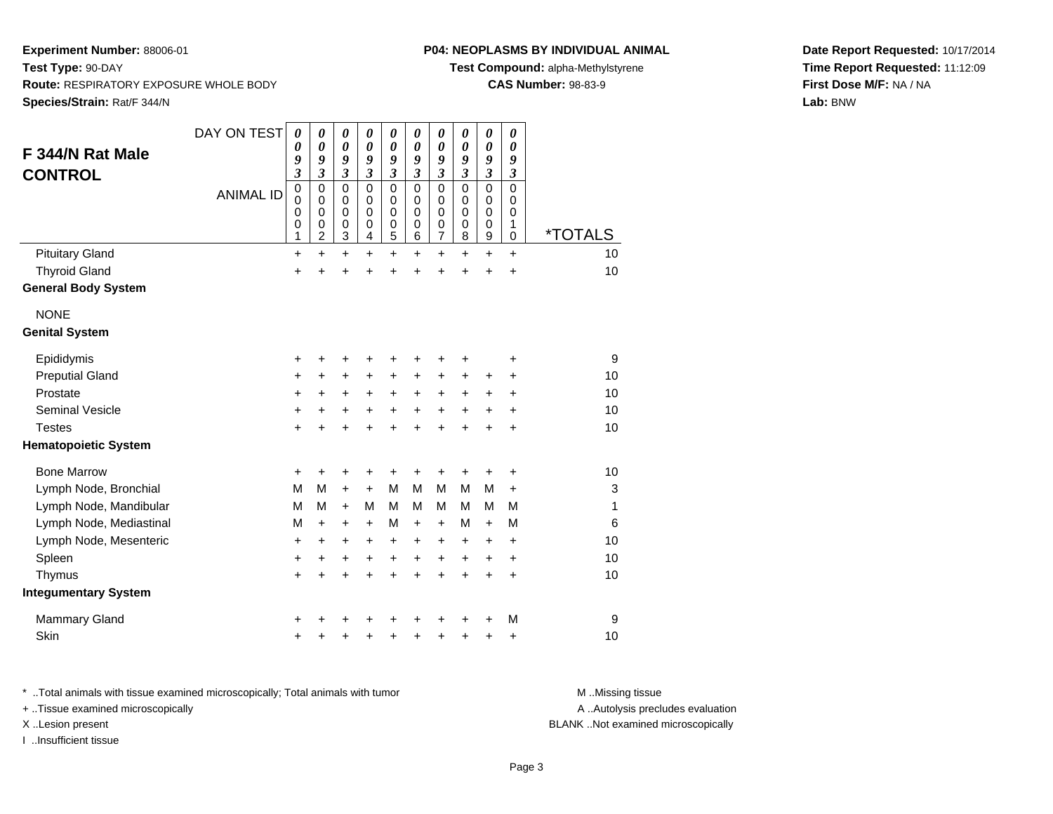**Experiment Number:** 88006-01
**Test Type:** 90-DAY
**Route:** RESPIRATORY EXPOSURE WHOLE BODY
**Species/Strain:** Rat/F 344/N

**P04: NEOPLASMS BY INDIVIDUAL ANIMAL**
**Test Compound:** alpha-Methylstyrene
**CAS Number:** 98-83-9

**Date Report Requested:** 10/17/2014
**Time Report Requested:** 11:12:09
**First Dose M/F:** NA / NA
**Lab:** BNW

## F 344/N Rat Male CONTROL

| DAY ON TEST | 0093 | 0093 | 0093 | 0093 | 0093 | 0093 | 0093 | 0093 | 0093 | 0093 | |
|---|---|---|---|---|---|---|---|---|---|---|---|
| ANIMAL ID | 00001 | 00002 | 00003 | 00004 | 00005 | 00006 | 00007 | 00008 | 00009 | 00010 | *TOTALS |
| Pituitary Gland | + | + | + | + | + | + | + | + | + | + | 10 |
| Thyroid Gland | + | + | + | + | + | + | + | + | + | + | 10 |
| **General Body System** | | | | | | | | | | | |
| NONE | | | | | | | | | | | |
| **Genital System** | | | | | | | | | | | |
| Epididymis | + | + | + | + | + | + | + | + | | + | 9 |
| Preputial Gland | + | + | + | + | + | + | + | + | + | + | 10 |
| Prostate | + | + | + | + | + | + | + | + | + | + | 10 |
| Seminal Vesicle | + | + | + | + | + | + | + | + | + | + | 10 |
| Testes | + | + | + | + | + | + | + | + | + | + | 10 |
| **Hematopoietic System** | | | | | | | | | | | |
| Bone Marrow | + | + | + | + | + | + | + | + | + | + | 10 |
| Lymph Node, Bronchial | M | M | + | + | M | M | M | M | M | + | 3 |
| Lymph Node, Mandibular | M | M | + | M | M | M | M | M | M | M | 1 |
| Lymph Node, Mediastinal | M | + | + | + | M | + | + | M | + | M | 6 |
| Lymph Node, Mesenteric | + | + | + | + | + | + | + | + | + | + | 10 |
| Spleen | + | + | + | + | + | + | + | + | + | + | 10 |
| Thymus | + | + | + | + | + | + | + | + | + | + | 10 |
| **Integumentary System** | | | | | | | | | | | |
| Mammary Gland | + | + | + | + | + | + | + | + | + | M | 9 |
| Skin | + | + | + | + | + | + | + | + | + | + | 10 |

* ..Total animals with tissue examined microscopically; Total animals with tumor
+ ..Tissue examined microscopically
X ..Lesion present
I ..Insufficient tissue

M ..Missing tissue
A ..Autolysis precludes evaluation
BLANK ..Not examined microscopically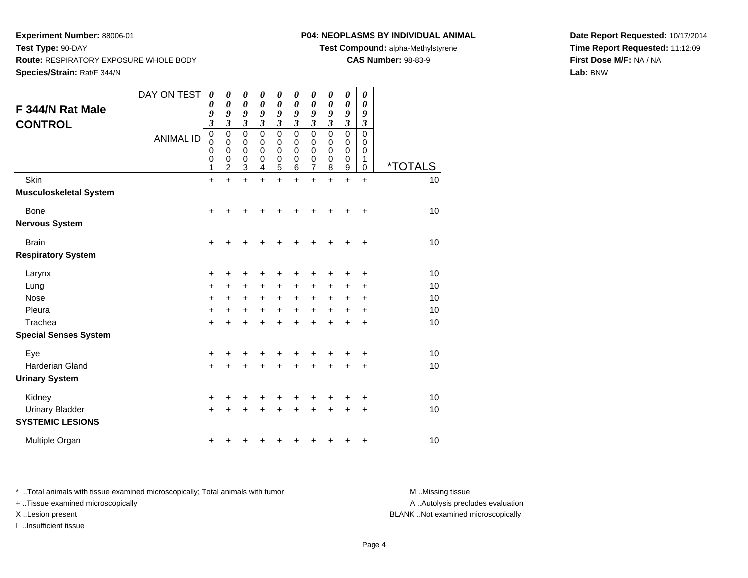**Experiment Number:** 88006-01
**Test Type:** 90-DAY
**Route:** RESPIRATORY EXPOSURE WHOLE BODY
**Species/Strain:** Rat/F 344/N

**P04: NEOPLASMS BY INDIVIDUAL ANIMAL**
**Test Compound:** alpha-Methylstyrene
**CAS Number:** 98-83-9

**Date Report Requested:** 10/17/2014
**Time Report Requested:** 11:12:09
**First Dose M/F:** NA / NA
**Lab:** BNW

## F 344/N Rat Male CONTROL

| DAY ON TEST | 0093 | 0093 | 0093 | 0093 | 0093 | 0093 | 0093 | 0093 | 0093 | 0093 | |
|---|---|---|---|---|---|---|---|---|---|---|---|
| ANIMAL ID | 00001 | 00002 | 00003 | 00004 | 00005 | 00006 | 00007 | 00008 | 00009 | 00010 | *TOTALS |
| Skin | + | + | + | + | + | + | + | + | + | + | 10 |
| **Musculoskeletal System** | | | | | | | | | | | |
| Bone | + | + | + | + | + | + | + | + | + | + | 10 |
| **Nervous System** | | | | | | | | | | | |
| Brain | + | + | + | + | + | + | + | + | + | + | 10 |
| **Respiratory System** | | | | | | | | | | | |
| Larynx | + | + | + | + | + | + | + | + | + | + | 10 |
| Lung | + | + | + | + | + | + | + | + | + | + | 10 |
| Nose | + | + | + | + | + | + | + | + | + | + | 10 |
| Pleura | + | + | + | + | + | + | + | + | + | + | 10 |
| Trachea | + | + | + | + | + | + | + | + | + | + | 10 |
| **Special Senses System** | | | | | | | | | | | |
| Eye | + | + | + | + | + | + | + | + | + | + | 10 |
| Harderian Gland | + | + | + | + | + | + | + | + | + | + | 10 |
| **Urinary System** | | | | | | | | | | | |
| Kidney | + | + | + | + | + | + | + | + | + | + | 10 |
| Urinary Bladder | + | + | + | + | + | + | + | + | + | + | 10 |
| **SYSTEMIC LESIONS** | | | | | | | | | | | |
| Multiple Organ | + | + | + | + | + | + | + | + | + | + | 10 |

* ..Total animals with tissue examined microscopically; Total animals with tumor
+ ..Tissue examined microscopically
X ..Lesion present
I ..Insufficient tissue

M ..Missing tissue
A ..Autolysis precludes evaluation
BLANK ..Not examined microscopically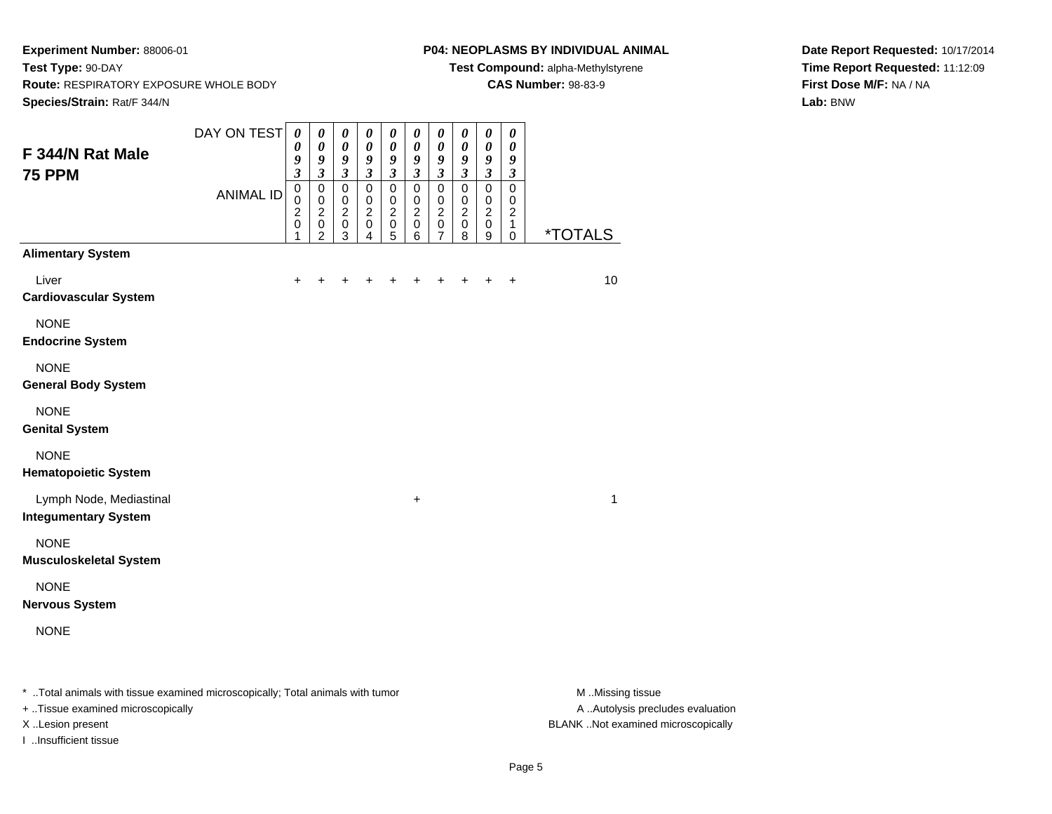**Experiment Number:** 88006-01
**Test Type:** 90-DAY
**Route:** RESPIRATORY EXPOSURE WHOLE BODY
**Species/Strain:** Rat/F 344/N

**P04: NEOPLASMS BY INDIVIDUAL ANIMAL**
**Test Compound:** alpha-Methylstyrene
**CAS Number:** 98-83-9

**Date Report Requested:** 10/17/2014
**Time Report Requested:** 11:12:09
**First Dose M/F:** NA / NA
**Lab:** BNW

## F 344/N Rat Male 75 PPM

| DAY ON TEST | 0093 | 0093 | 0093 | 0093 | 0093 | 0093 | 0093 | 0093 | 0093 | 0093 | |
|---|---|---|---|---|---|---|---|---|---|---|---|
| ANIMAL ID | 00201 | 00202 | 00203 | 00204 | 00205 | 00206 | 00207 | 00208 | 00209 | 00210 | *TOTALS |
| **Alimentary System** | | | | | | | | | | | |
| Liver | + | + | + | + | + | + | + | + | + | + | 10 |
| **Cardiovascular System** | | | | | | | | | | | |
| NONE | | | | | | | | | | | |
| **Endocrine System** | | | | | | | | | | | |
| NONE | | | | | | | | | | | |
| **General Body System** | | | | | | | | | | | |
| NONE | | | | | | | | | | | |
| **Genital System** | | | | | | | | | | | |
| NONE | | | | | | | | | | | |
| **Hematopoietic System** | | | | | | | | | | | |
| Lymph Node, Mediastinal | | | | | | + | | | | | 1 |
| **Integumentary System** | | | | | | | | | | | |
| NONE | | | | | | | | | | | |
| **Musculoskeletal System** | | | | | | | | | | | |
| NONE | | | | | | | | | | | |
| **Nervous System** | | | | | | | | | | | |
| NONE | | | | | | | | | | | |

* ..Total animals with tissue examined microscopically; Total animals with tumor
+ ..Tissue examined microscopically
X ..Lesion present
I ..Insufficient tissue

M ..Missing tissue
A ..Autolysis precludes evaluation
BLANK ..Not examined microscopically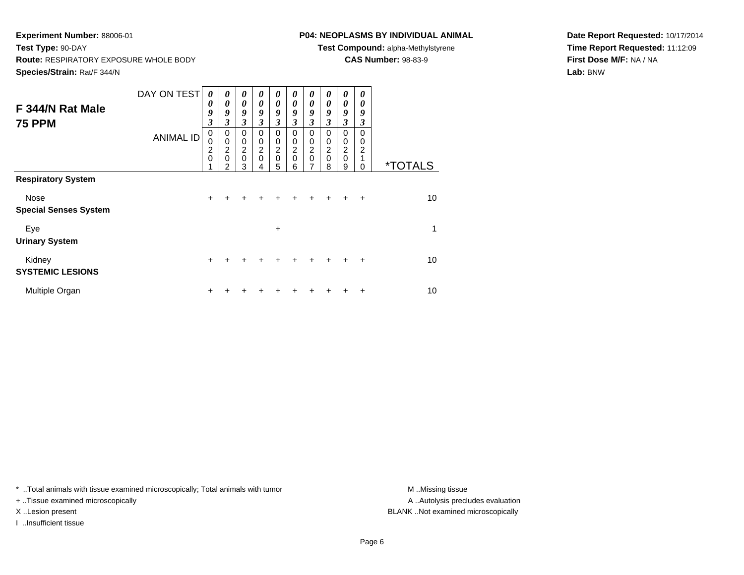**Experiment Number:** 88006-01
**Test Type:** 90-DAY
**Route:** RESPIRATORY EXPOSURE WHOLE BODY
**Species/Strain:** Rat/F 344/N

**P04: NEOPLASMS BY INDIVIDUAL ANIMAL**
**Test Compound:** alpha-Methylstyrene
**CAS Number:** 98-83-9

**Date Report Requested:** 10/17/2014
**Time Report Requested:** 11:12:09
**First Dose M/F:** NA / NA
**Lab:** BNW

## F 344/N Rat Male 75 PPM

| DAY ON TEST | 0093 | 0093 | 0093 | 0093 | 0093 | 0093 | 0093 | 0093 | 0093 | 0093 | |
|---|---|---|---|---|---|---|---|---|---|---|---|
| ANIMAL ID | 00201 | 00202 | 00203 | 00204 | 00205 | 00206 | 00207 | 00208 | 00209 | 00210 | *TOTALS |
| **Respiratory System** | | | | | | | | | | | |
| Nose | + | + | + | + | + | + | + | + | + | + | 10 |
| **Special Senses System** | | | | | | | | | | | |
| Eye | | | | | + | | | | | | 1 |
| **Urinary System** | | | | | | | | | | | |
| Kidney | + | + | + | + | + | + | + | + | + | + | 10 |
| **SYSTEMIC LESIONS** | | | | | | | | | | | |
| Multiple Organ | + | + | + | + | + | + | + | + | + | + | 10 |

\* ..Total animals with tissue examined microscopically; Total animals with tumor
\+ ..Tissue examined microscopically
X ..Lesion present
I ..Insufficient tissue

M ..Missing tissue
A ..Autolysis precludes evaluation
BLANK ..Not examined microscopically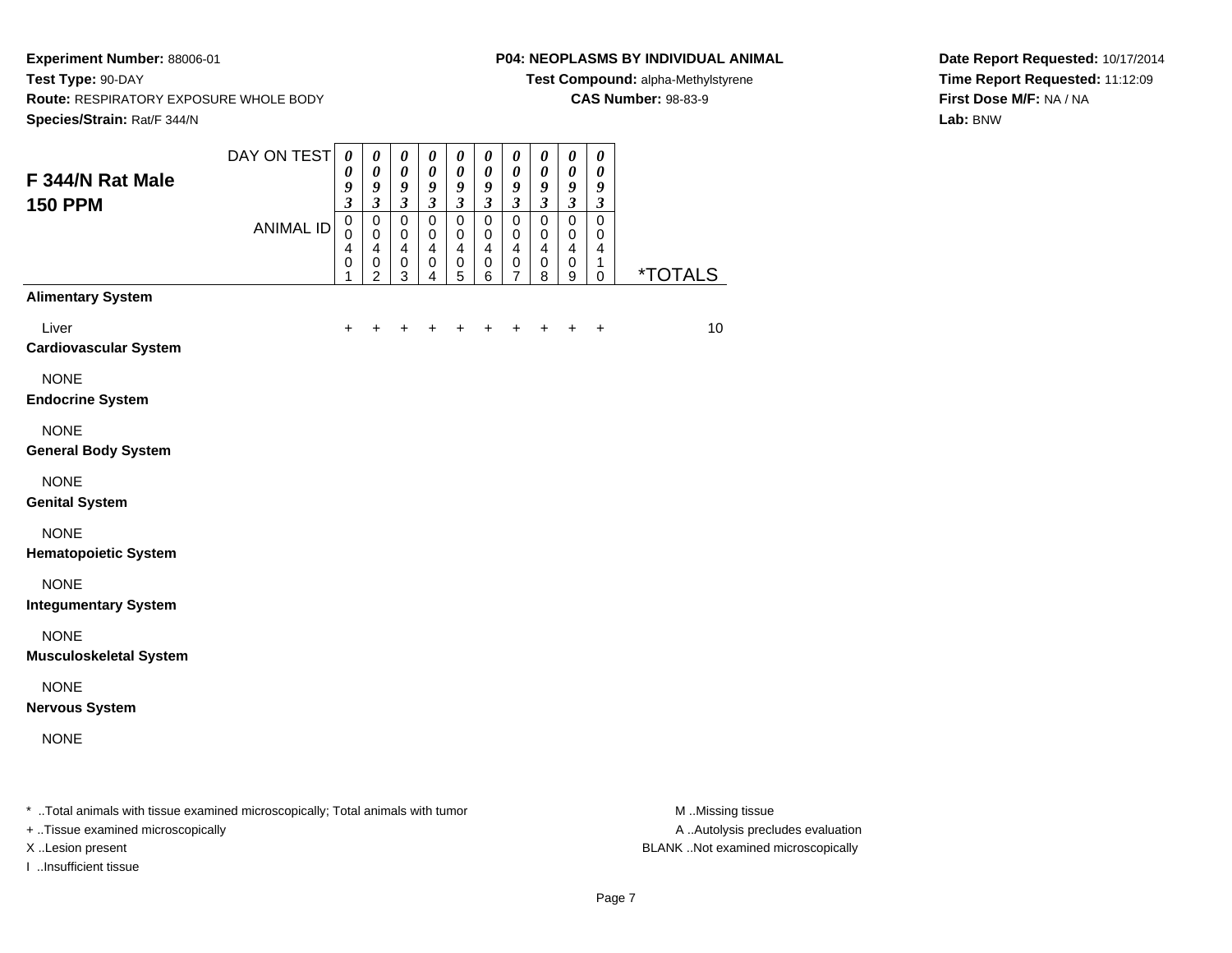**Experiment Number:** 88006-01
**Test Type:** 90-DAY
**Route:** RESPIRATORY EXPOSURE WHOLE BODY
**Species/Strain:** Rat/F 344/N

**P04: NEOPLASMS BY INDIVIDUAL ANIMAL**
**Test Compound:** alpha-Methylstyrene
**CAS Number:** 98-83-9

**Date Report Requested:** 10/17/2014
**Time Report Requested:** 11:12:09
**First Dose M/F:** NA / NA
**Lab:** BNW

## F 344/N Rat Male
## 150 PPM

| DAY ON TEST | 0093 | 0093 | 0093 | 0093 | 0093 | 0093 | 0093 | 0093 | 0093 | 0093 | |
|---|---|---|---|---|---|---|---|---|---|---|---|
| ANIMAL ID | 00401 | 00402 | 00403 | 00404 | 00405 | 00406 | 00407 | 00408 | 00409 | 00410 | *TOTALS |
| **Alimentary System** | | | | | | | | | | | |
| Liver | + | + | + | + | + | + | + | + | + | + | 10 |
| **Cardiovascular System** | | | | | | | | | | | |
| NONE | | | | | | | | | | | |
| **Endocrine System** | | | | | | | | | | | |
| NONE | | | | | | | | | | | |
| **General Body System** | | | | | | | | | | | |
| NONE | | | | | | | | | | | |
| **Genital System** | | | | | | | | | | | |
| NONE | | | | | | | | | | | |
| **Hematopoietic System** | | | | | | | | | | | |
| NONE | | | | | | | | | | | |
| **Integumentary System** | | | | | | | | | | | |
| NONE | | | | | | | | | | | |
| **Musculoskeletal System** | | | | | | | | | | | |
| NONE | | | | | | | | | | | |
| **Nervous System** | | | | | | | | | | | |
| NONE | | | | | | | | | | | |

* ..Total animals with tissue examined microscopically; Total animals with tumor
+ ..Tissue examined microscopically
X ..Lesion present
I ..Insufficient tissue

M ..Missing tissue
A ..Autolysis precludes evaluation
BLANK ..Not examined microscopically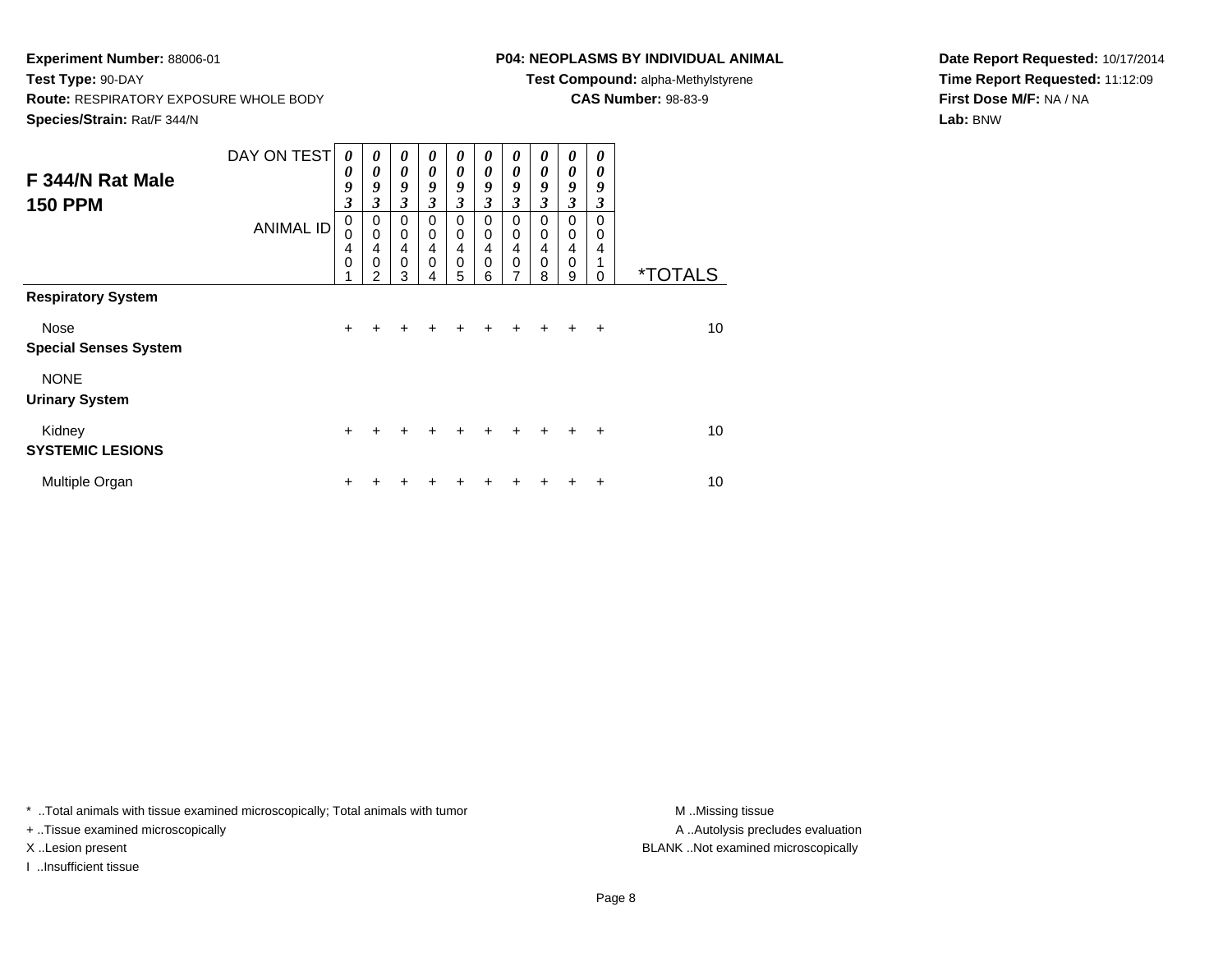**Experiment Number:** 88006-01
**Test Type:** 90-DAY
**Route:** RESPIRATORY EXPOSURE WHOLE BODY
**Species/Strain:** Rat/F 344/N

**P04: NEOPLASMS BY INDIVIDUAL ANIMAL**
**Test Compound:** alpha-Methylstyrene
**CAS Number:** 98-83-9

**Date Report Requested:** 10/17/2014
**Time Report Requested:** 11:12:09
**First Dose M/F:** NA / NA
**Lab:** BNW

## F 344/N Rat Male
## 150 PPM

| DAY ON TEST | 0093 | 0093 | 0093 | 0093 | 0093 | 0093 | 0093 | 0093 | 0093 | 0093 | |
|---|---|---|---|---|---|---|---|---|---|---|---|
| ANIMAL ID | 00401 | 00402 | 00403 | 00404 | 00405 | 00406 | 00407 | 00408 | 00409 | 00410 | *TOTALS |
| **Respiratory System** | | | | | | | | | | | |
| Nose | + | + | + | + | + | + | + | + | + | + | 10 |
| **Special Senses System** | | | | | | | | | | | |
| NONE | | | | | | | | | | | |
| **Urinary System** | | | | | | | | | | | |
| Kidney | + | + | + | + | + | + | + | + | + | + | 10 |
| **SYSTEMIC LESIONS** | | | | | | | | | | | |
| Multiple Organ | + | + | + | + | + | + | + | + | + | + | 10 |

* ..Total animals with tissue examined microscopically; Total animals with tumor
+ ..Tissue examined microscopically
X ..Lesion present
I ..Insufficient tissue

M ..Missing tissue
A ..Autolysis precludes evaluation
BLANK ..Not examined microscopically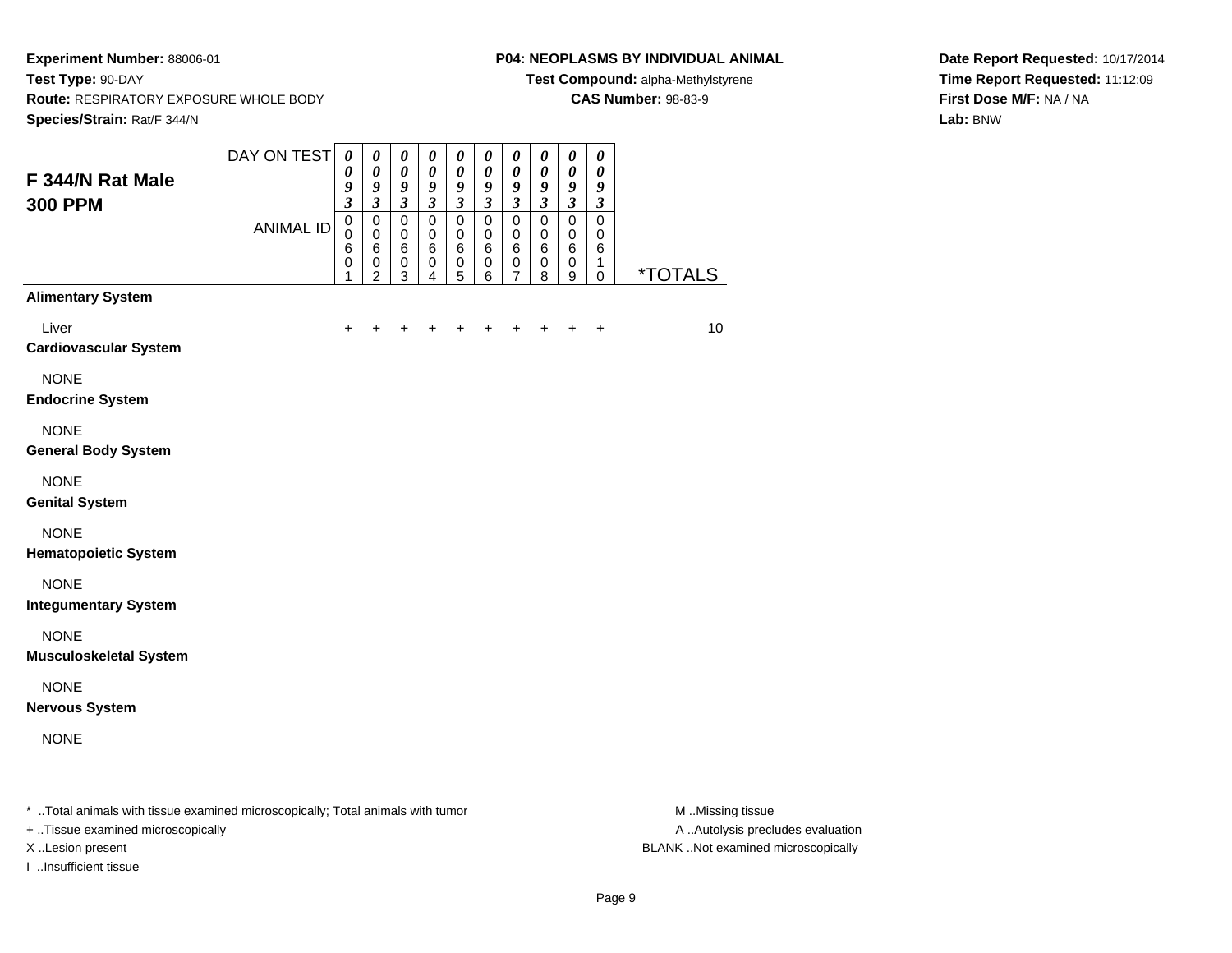**Experiment Number:** 88006-01
**Test Type:** 90-DAY
**Route:** RESPIRATORY EXPOSURE WHOLE BODY
**Species/Strain:** Rat/F 344/N

**P04: NEOPLASMS BY INDIVIDUAL ANIMAL**
**Test Compound:** alpha-Methylstyrene
**CAS Number:** 98-83-9

**Date Report Requested:** 10/17/2014
**Time Report Requested:** 11:12:09
**First Dose M/F:** NA / NA
**Lab:** BNW

## F 344/N Rat Male 300 PPM

| | | | | | | | | | | | |
|---|---|---|---|---|---|---|---|---|---|---|---|
| DAY ON TEST | 0093 | 0093 | 0093 | 0093 | 0093 | 0093 | 0093 | 0093 | 0093 | 0093 | |
| ANIMAL ID | 00601 | 00602 | 00603 | 00604 | 00605 | 00606 | 00607 | 00608 | 00609 | 00610 | *TOTALS |
| **Alimentary System** | | | | | | | | | | | |
| Liver | + | + | + | + | + | + | + | + | + | + | 10 |
| **Cardiovascular System** | | | | | | | | | | | |
| NONE | | | | | | | | | | | |
| **Endocrine System** | | | | | | | | | | | |
| NONE | | | | | | | | | | | |
| **General Body System** | | | | | | | | | | | |
| NONE | | | | | | | | | | | |
| **Genital System** | | | | | | | | | | | |
| NONE | | | | | | | | | | | |
| **Hematopoietic System** | | | | | | | | | | | |
| NONE | | | | | | | | | | | |
| **Integumentary System** | | | | | | | | | | | |
| NONE | | | | | | | | | | | |
| **Musculoskeletal System** | | | | | | | | | | | |
| NONE | | | | | | | | | | | |
| **Nervous System** | | | | | | | | | | | |
| NONE | | | | | | | | | | | |

* ..Total animals with tissue examined microscopically; Total animals with tumor
+ ..Tissue examined microscopically
X ..Lesion present
I ..Insufficient tissue

M ..Missing tissue
A ..Autolysis precludes evaluation
BLANK ..Not examined microscopically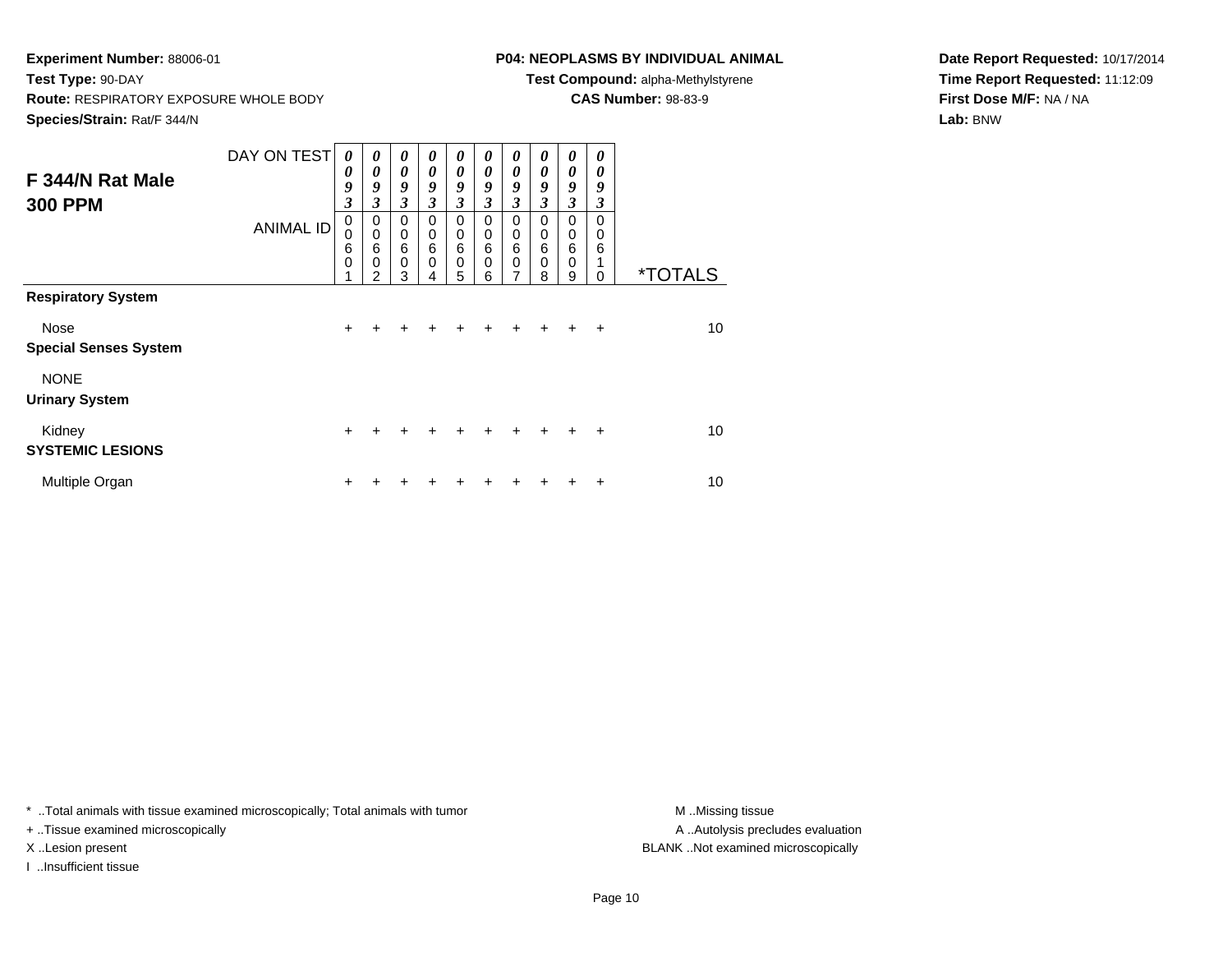**Experiment Number:** 88006-01
**Test Type:** 90-DAY
**Route:** RESPIRATORY EXPOSURE WHOLE BODY
**Species/Strain:** Rat/F 344/N

**P04: NEOPLASMS BY INDIVIDUAL ANIMAL**
**Test Compound:** alpha-Methylstyrene
**CAS Number:** 98-83-9

**Date Report Requested:** 10/17/2014
**Time Report Requested:** 11:12:09
**First Dose M/F:** NA / NA
**Lab:** BNW

## F 344/N Rat Male 300 PPM

| DAY ON TEST | 0093 | 0093 | 0093 | 0093 | 0093 | 0093 | 0093 | 0093 | 0093 | 0093 | |
|---|---|---|---|---|---|---|---|---|---|---|---|
| ANIMAL ID | 00601 | 00602 | 00603 | 00604 | 00605 | 00606 | 00607 | 00608 | 00609 | 00610 | *TOTALS |
| **Respiratory System** | | | | | | | | | | | |
| Nose | + | + | + | + | + | + | + | + | + | + | 10 |
| **Special Senses System** | | | | | | | | | | | |
| NONE | | | | | | | | | | | |
| **Urinary System** | | | | | | | | | | | |
| Kidney | + | + | + | + | + | + | + | + | + | + | 10 |
| **SYSTEMIC LESIONS** | | | | | | | | | | | |
| Multiple Organ | + | + | + | + | + | + | + | + | + | + | 10 |

* ..Total animals with tissue examined microscopically; Total animals with tumor
+ ..Tissue examined microscopically
X ..Lesion present
I ..Insufficient tissue

M ..Missing tissue
A ..Autolysis precludes evaluation
BLANK ..Not examined microscopically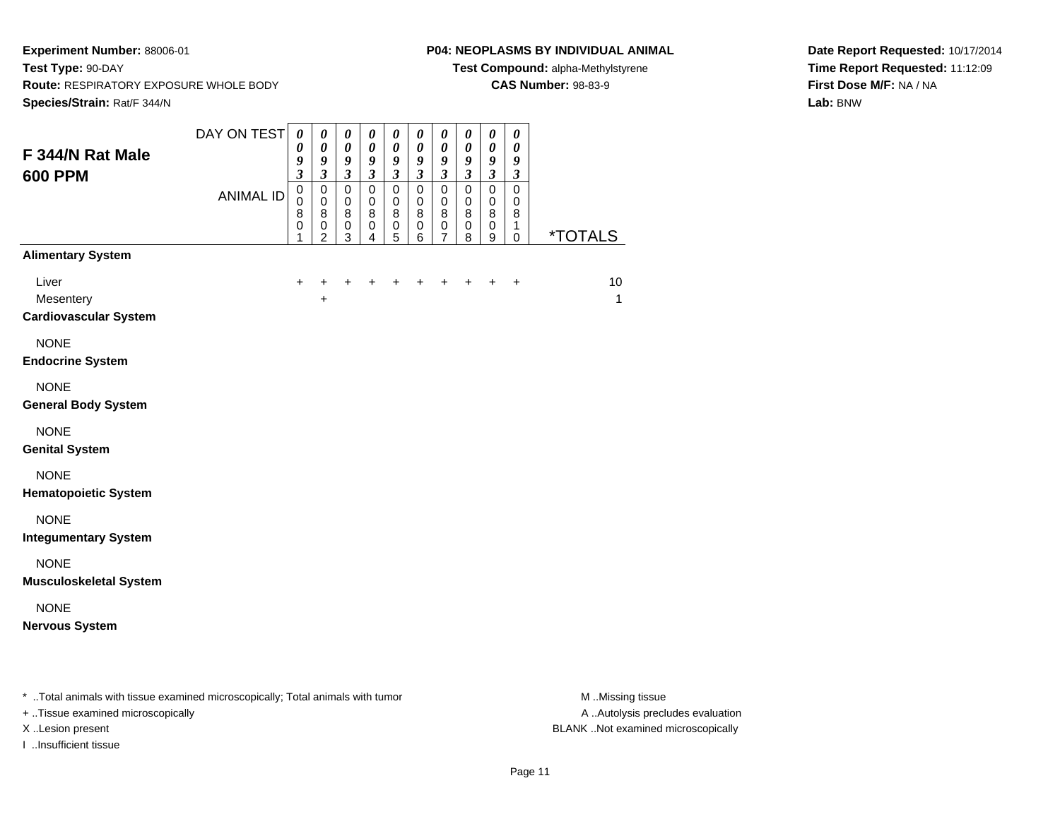**Experiment Number:** 88006-01
**Test Type:** 90-DAY
**Route:** RESPIRATORY EXPOSURE WHOLE BODY
**Species/Strain:** Rat/F 344/N

**P04: NEOPLASMS BY INDIVIDUAL ANIMAL**
**Test Compound:** alpha-Methylstyrene
**CAS Number:** 98-83-9

**Date Report Requested:** 10/17/2014
**Time Report Requested:** 11:12:09
**First Dose M/F:** NA / NA
**Lab:** BNW

## F 344/N Rat Male 600 PPM

| DAY ON TEST | 0093 | 0093 | 0093 | 0093 | 0093 | 0093 | 0093 | 0093 | 0093 | 0093 | |
|---|---|---|---|---|---|---|---|---|---|---|---|
| **ANIMAL ID** | 00801 | 00802 | 00803 | 00804 | 00805 | 00806 | 00807 | 00808 | 00809 | 00810 | ***TOTALS** |
| **Alimentary System** | | | | | | | | | | | |
| Liver | + | + | + | + | + | + | + | + | + | + | 10 |
| Mesentery | | + | | | | | | | | | 1 |
| **Cardiovascular System** | | | | | | | | | | | |
| NONE | | | | | | | | | | | |
| **Endocrine System** | | | | | | | | | | | |
| NONE | | | | | | | | | | | |
| **General Body System** | | | | | | | | | | | |
| NONE | | | | | | | | | | | |
| **Genital System** | | | | | | | | | | | |
| NONE | | | | | | | | | | | |
| **Hematopoietic System** | | | | | | | | | | | |
| NONE | | | | | | | | | | | |
| **Integumentary System** | | | | | | | | | | | |
| NONE | | | | | | | | | | | |
| **Musculoskeletal System** | | | | | | | | | | | |
| NONE | | | | | | | | | | | |
| **Nervous System** | | | | | | | | | | | |

* ..Total animals with tissue examined microscopically; Total animals with tumor
+ ..Tissue examined microscopically
X ..Lesion present
I ..Insufficient tissue

M ..Missing tissue
A ..Autolysis precludes evaluation
BLANK ..Not examined microscopically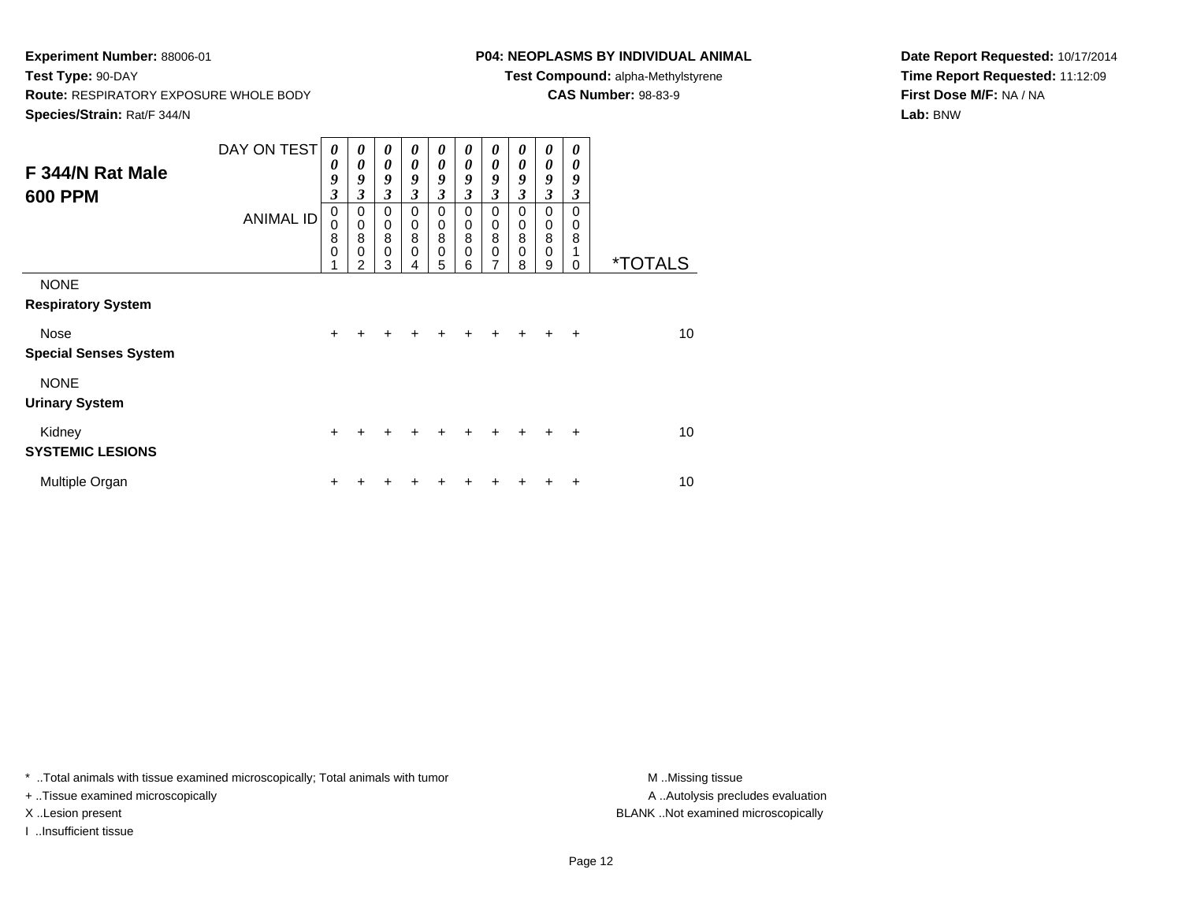**Experiment Number:** 88006-01
**Test Type:** 90-DAY
**Route:** RESPIRATORY EXPOSURE WHOLE BODY
**Species/Strain:** Rat/F 344/N

**P04: NEOPLASMS BY INDIVIDUAL ANIMAL**
**Test Compound:** alpha-Methylstyrene
**CAS Number:** 98-83-9

**Date Report Requested:** 10/17/2014
**Time Report Requested:** 11:12:09
**First Dose M/F:** NA / NA
**Lab:** BNW

## F 344/N Rat Male 600 PPM

| DAY ON TEST | 0093 | 0093 | 0093 | 0093 | 0093 | 0093 | 0093 | 0093 | 0093 | 0093 | |
|---|---|---|---|---|---|---|---|---|---|---|---|
| ANIMAL ID | 00801 | 00802 | 00803 | 00804 | 00805 | 00806 | 00807 | 00808 | 00809 | 00810 | *TOTALS |
| NONE | | | | | | | | | | | |
| **Respiratory System** | | | | | | | | | | | |
| Nose | + | + | + | + | + | + | + | + | + | + | 10 |
| **Special Senses System** | | | | | | | | | | | |
| NONE | | | | | | | | | | | |
| **Urinary System** | | | | | | | | | | | |
| Kidney | + | + | + | + | + | + | + | + | + | + | 10 |
| **SYSTEMIC LESIONS** | | | | | | | | | | | |
| Multiple Organ | + | + | + | + | + | + | + | + | + | + | 10 |

* ..Total animals with tissue examined microscopically; Total animals with tumor
+ ..Tissue examined microscopically
X ..Lesion present
I ..Insufficient tissue

M ..Missing tissue
A ..Autolysis precludes evaluation
BLANK ..Not examined microscopically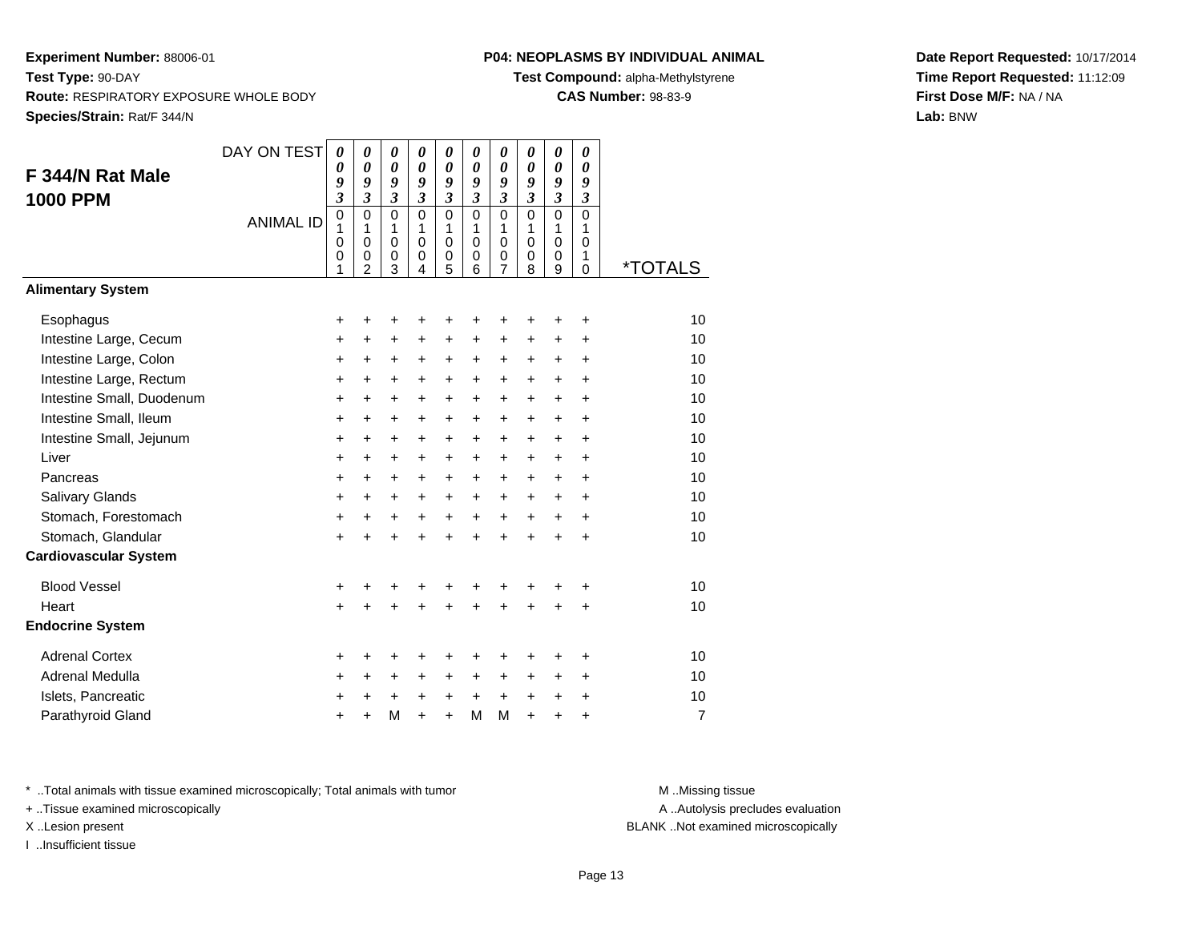**Experiment Number:** 88006-01
**Test Type:** 90-DAY
**Route:** RESPIRATORY EXPOSURE WHOLE BODY
**Species/Strain:** Rat/F 344/N

**P04: NEOPLASMS BY INDIVIDUAL ANIMAL**
**Test Compound:** alpha-Methylstyrene
**CAS Number:** 98-83-9

**Date Report Requested:** 10/17/2014
**Time Report Requested:** 11:12:09
**First Dose M/F:** NA / NA
**Lab:** BNW

## F 344/N Rat Male 1000 PPM

| DAY ON TEST | 0093 | 0093 | 0093 | 0093 | 0093 | 0093 | 0093 | 0093 | 0093 | 0093 | |
|---|---|---|---|---|---|---|---|---|---|---|---|
| ANIMAL ID | 01001 | 01002 | 01003 | 01004 | 01005 | 01006 | 01007 | 01008 | 01009 | 01010 | *TOTALS |
| **Alimentary System** | | | | | | | | | | | |
| Esophagus | + | + | + | + | + | + | + | + | + | + | 10 |
| Intestine Large, Cecum | + | + | + | + | + | + | + | + | + | + | 10 |
| Intestine Large, Colon | + | + | + | + | + | + | + | + | + | + | 10 |
| Intestine Large, Rectum | + | + | + | + | + | + | + | + | + | + | 10 |
| Intestine Small, Duodenum | + | + | + | + | + | + | + | + | + | + | 10 |
| Intestine Small, Ileum | + | + | + | + | + | + | + | + | + | + | 10 |
| Intestine Small, Jejunum | + | + | + | + | + | + | + | + | + | + | 10 |
| Liver | + | + | + | + | + | + | + | + | + | + | 10 |
| Pancreas | + | + | + | + | + | + | + | + | + | + | 10 |
| Salivary Glands | + | + | + | + | + | + | + | + | + | + | 10 |
| Stomach, Forestomach | + | + | + | + | + | + | + | + | + | + | 10 |
| Stomach, Glandular | + | + | + | + | + | + | + | + | + | + | 10 |
| **Cardiovascular System** | | | | | | | | | | | |
| Blood Vessel | + | + | + | + | + | + | + | + | + | + | 10 |
| Heart | + | + | + | + | + | + | + | + | + | + | 10 |
| **Endocrine System** | | | | | | | | | | | |
| Adrenal Cortex | + | + | + | + | + | + | + | + | + | + | 10 |
| Adrenal Medulla | + | + | + | + | + | + | + | + | + | + | 10 |
| Islets, Pancreatic | + | + | + | + | + | + | + | + | + | + | 10 |
| Parathyroid Gland | + | + | M | + | + | M | M | + | + | + | 7 |

* ..Total animals with tissue examined microscopically; Total animals with tumor
+ ..Tissue examined microscopically
X ..Lesion present
I ..Insufficient tissue

M ..Missing tissue
A ..Autolysis precludes evaluation
BLANK ..Not examined microscopically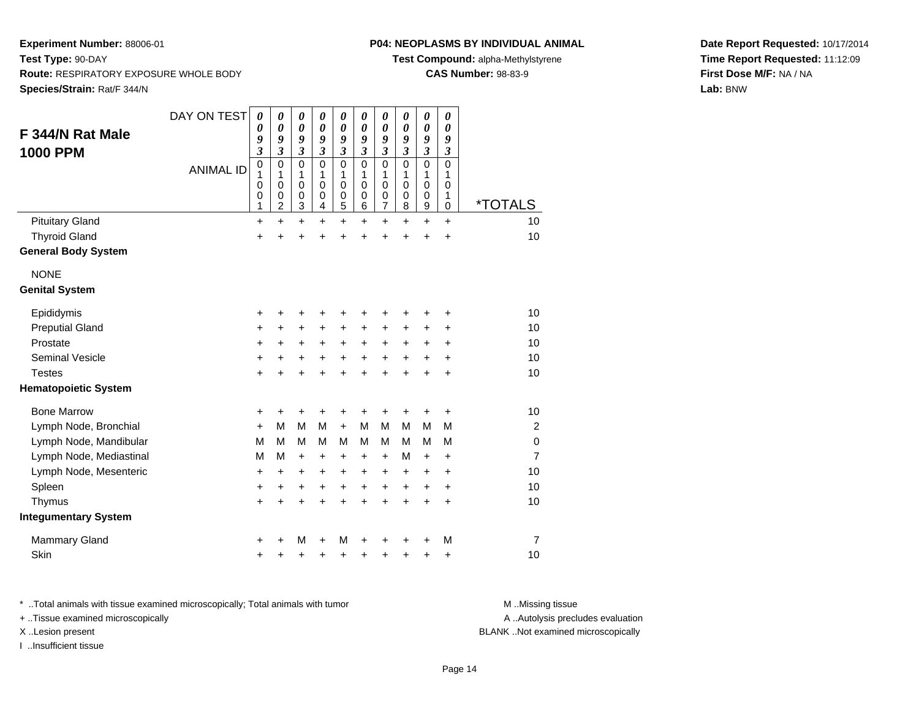**Experiment Number:** 88006-01
**Test Type:** 90-DAY
**Route:** RESPIRATORY EXPOSURE WHOLE BODY
**Species/Strain:** Rat/F 344/N

**P04: NEOPLASMS BY INDIVIDUAL ANIMAL**
**Test Compound:** alpha-Methylstyrene
**CAS Number:** 98-83-9

**Date Report Requested:** 10/17/2014
**Time Report Requested:** 11:12:09
**First Dose M/F:** NA / NA
**Lab:** BNW

## F 344/N Rat Male 1000 PPM

| DAY ON TEST | 0093 | 0093 | 0093 | 0093 | 0093 | 0093 | 0093 | 0093 | 0093 | 0093 | |
|---|---|---|---|---|---|---|---|---|---|---|---|
| ANIMAL ID | 01001 | 01002 | 01003 | 01004 | 01005 | 01006 | 01007 | 01008 | 01009 | 01010 | *TOTALS |
| Pituitary Gland | + | + | + | + | + | + | + | + | + | + | 10 |
| Thyroid Gland | + | + | + | + | + | + | + | + | + | + | 10 |
| **General Body System** | | | | | | | | | | | |
| NONE | | | | | | | | | | | |
| **Genital System** | | | | | | | | | | | |
| Epididymis | + | + | + | + | + | + | + | + | + | + | 10 |
| Preputial Gland | + | + | + | + | + | + | + | + | + | + | 10 |
| Prostate | + | + | + | + | + | + | + | + | + | + | 10 |
| Seminal Vesicle | + | + | + | + | + | + | + | + | + | + | 10 |
| Testes | + | + | + | + | + | + | + | + | + | + | 10 |
| **Hematopoietic System** | | | | | | | | | | | |
| Bone Marrow | + | + | + | + | + | + | + | + | + | + | 10 |
| Lymph Node, Bronchial | + | M | M | M | + | M | M | M | M | M | 2 |
| Lymph Node, Mandibular | M | M | M | M | M | M | M | M | M | M | 0 |
| Lymph Node, Mediastinal | M | M | + | + | + | + | + | M | + | + | 7 |
| Lymph Node, Mesenteric | + | + | + | + | + | + | + | + | + | + | 10 |
| Spleen | + | + | + | + | + | + | + | + | + | + | 10 |
| Thymus | + | + | + | + | + | + | + | + | + | + | 10 |
| **Integumentary System** | | | | | | | | | | | |
| Mammary Gland | + | + | M | + | M | + | + | + | + | M | 7 |
| Skin | + | + | + | + | + | + | + | + | + | + | 10 |

\* ..Total animals with tissue examined microscopically; Total animals with tumor
\+ ..Tissue examined microscopically
X ..Lesion present
I ..Insufficient tissue

M ..Missing tissue
A ..Autolysis precludes evaluation
BLANK ..Not examined microscopically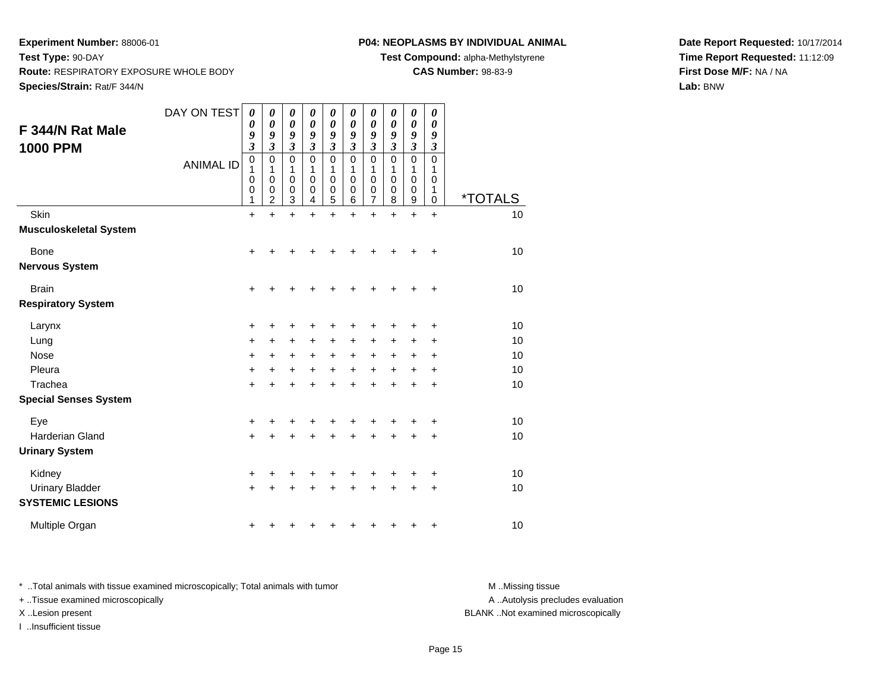**Experiment Number:** 88006-01
**Test Type:** 90-DAY
**Route:** RESPIRATORY EXPOSURE WHOLE BODY
**Species/Strain:** Rat/F 344/N

**P04: NEOPLASMS BY INDIVIDUAL ANIMAL**
**Test Compound:** alpha-Methylstyrene
**CAS Number:** 98-83-9

**Date Report Requested:** 10/17/2014
**Time Report Requested:** 11:12:09
**First Dose M/F:** NA / NA
**Lab:** BNW

## F 344/N Rat Male 1000 PPM

| DAY ON TEST | 0093 | 0093 | 0093 | 0093 | 0093 | 0093 | 0093 | 0093 | 0093 | 0093 | |
|---|---|---|---|---|---|---|---|---|---|---|---|
| ANIMAL ID | 01001 | 01002 | 01003 | 01004 | 01005 | 01006 | 01007 | 01008 | 01009 | 01010 | *TOTALS |
| Skin | + | + | + | + | + | + | + | + | + | + | 10 |
| **Musculoskeletal System** | | | | | | | | | | | |
| Bone | + | + | + | + | + | + | + | + | + | + | 10 |
| **Nervous System** | | | | | | | | | | | |
| Brain | + | + | + | + | + | + | + | + | + | + | 10 |
| **Respiratory System** | | | | | | | | | | | |
| Larynx | + | + | + | + | + | + | + | + | + | + | 10 |
| Lung | + | + | + | + | + | + | + | + | + | + | 10 |
| Nose | + | + | + | + | + | + | + | + | + | + | 10 |
| Pleura | + | + | + | + | + | + | + | + | + | + | 10 |
| Trachea | + | + | + | + | + | + | + | + | + | + | 10 |
| **Special Senses System** | | | | | | | | | | | |
| Eye | + | + | + | + | + | + | + | + | + | + | 10 |
| Harderian Gland | + | + | + | + | + | + | + | + | + | + | 10 |
| **Urinary System** | | | | | | | | | | | |
| Kidney | + | + | + | + | + | + | + | + | + | + | 10 |
| Urinary Bladder | + | + | + | + | + | + | + | + | + | + | 10 |
| **SYSTEMIC LESIONS** | | | | | | | | | | | |
| Multiple Organ | + | + | + | + | + | + | + | + | + | + | 10 |

\* ..Total animals with tissue examined microscopically; Total animals with tumor
\+ ..Tissue examined microscopically
X ..Lesion present
I ..Insufficient tissue

M ..Missing tissue
A ..Autolysis precludes evaluation
BLANK ..Not examined microscopically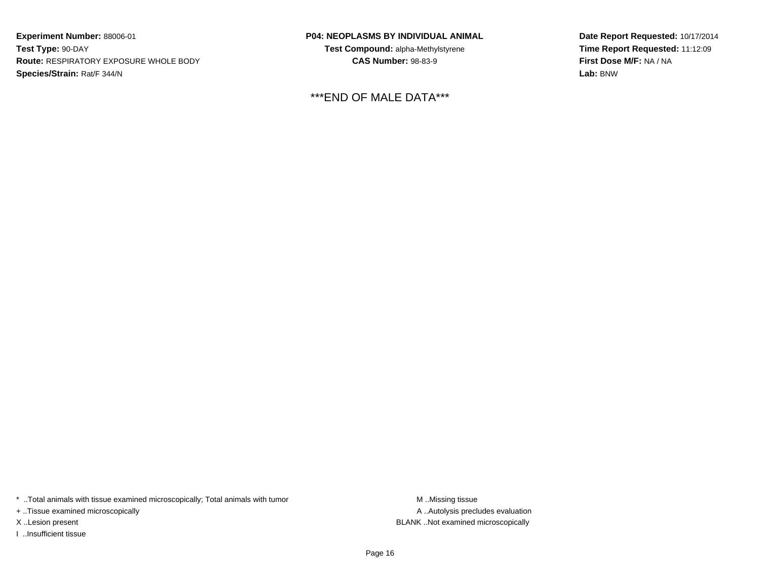**Experiment Number:** 88006-01
**Test Type:** 90-DAY
**Route:** RESPIRATORY EXPOSURE WHOLE BODY
**Species/Strain:** Rat/F 344/N

**P04: NEOPLASMS BY INDIVIDUAL ANIMAL**
**Test Compound:** alpha-Methylstyrene
**CAS Number:** 98-83-9

**Date Report Requested:** 10/17/2014
**Time Report Requested:** 11:12:09
**First Dose M/F:** NA / NA
**Lab:** BNW

***END OF MALE DATA***

* ..Total animals with tissue examined microscopically; Total animals with tumor
+ ..Tissue examined microscopically
X ..Lesion present
I ..Insufficient tissue

M ..Missing tissue
A ..Autolysis precludes evaluation
BLANK ..Not examined microscopically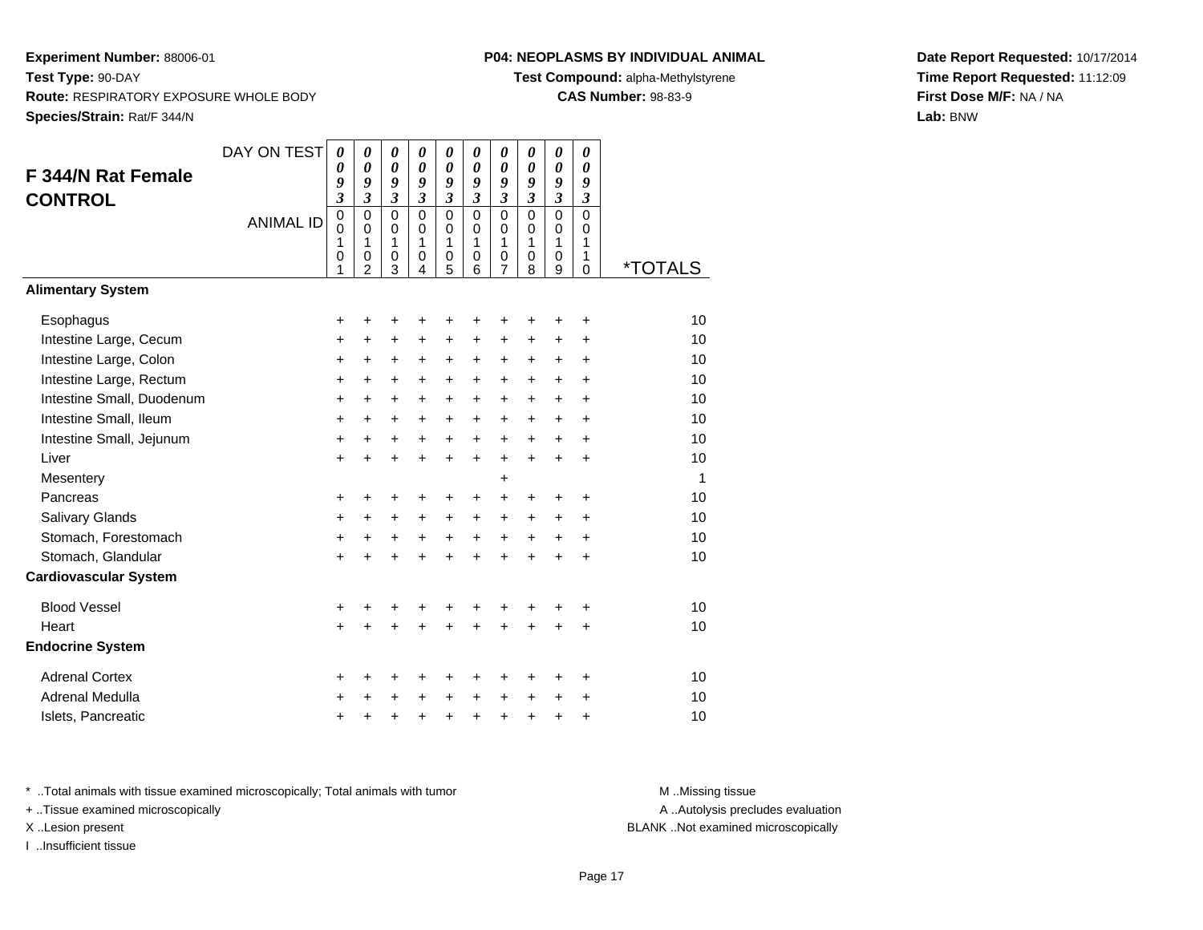**Experiment Number:** 88006-01
**Test Type:** 90-DAY
**Route:** RESPIRATORY EXPOSURE WHOLE BODY
**Species/Strain:** Rat/F 344/N

**P04: NEOPLASMS BY INDIVIDUAL ANIMAL**
**Test Compound:** alpha-Methylstyrene
**CAS Number:** 98-83-9

**Date Report Requested:** 10/17/2014
**Time Report Requested:** 11:12:09
**First Dose M/F:** NA / NA
**Lab:** BNW

## F 344/N Rat Female CONTROL

| DAY ON TEST | 0093 | 0093 | 0093 | 0093 | 0093 | 0093 | 0093 | 0093 | 0093 | 0093 | |
|---|---|---|---|---|---|---|---|---|---|---|---|
| ANIMAL ID | 00101 | 00102 | 00103 | 00104 | 00105 | 00106 | 00107 | 00108 | 00109 | 00110 | *TOTALS |
| **Alimentary System** | | | | | | | | | | | |
| Esophagus | + | + | + | + | + | + | + | + | + | + | 10 |
| Intestine Large, Cecum | + | + | + | + | + | + | + | + | + | + | 10 |
| Intestine Large, Colon | + | + | + | + | + | + | + | + | + | + | 10 |
| Intestine Large, Rectum | + | + | + | + | + | + | + | + | + | + | 10 |
| Intestine Small, Duodenum | + | + | + | + | + | + | + | + | + | + | 10 |
| Intestine Small, Ileum | + | + | + | + | + | + | + | + | + | + | 10 |
| Intestine Small, Jejunum | + | + | + | + | + | + | + | + | + | + | 10 |
| Liver | + | + | + | + | + | + | + | + | + | + | 10 |
| Mesentery | | | | | | | + | | | | 1 |
| Pancreas | + | + | + | + | + | + | + | + | + | + | 10 |
| Salivary Glands | + | + | + | + | + | + | + | + | + | + | 10 |
| Stomach, Forestomach | + | + | + | + | + | + | + | + | + | + | 10 |
| Stomach, Glandular | + | + | + | + | + | + | + | + | + | + | 10 |
| **Cardiovascular System** | | | | | | | | | | | |
| Blood Vessel | + | + | + | + | + | + | + | + | + | + | 10 |
| Heart | + | + | + | + | + | + | + | + | + | + | 10 |
| **Endocrine System** | | | | | | | | | | | |
| Adrenal Cortex | + | + | + | + | + | + | + | + | + | + | 10 |
| Adrenal Medulla | + | + | + | + | + | + | + | + | + | + | 10 |
| Islets, Pancreatic | + | + | + | + | + | + | + | + | + | + | 10 |

* ..Total animals with tissue examined microscopically; Total animals with tumor
+ ..Tissue examined microscopically
X ..Lesion present
I ..Insufficient tissue

M ..Missing tissue
A ..Autolysis precludes evaluation
BLANK ..Not examined microscopically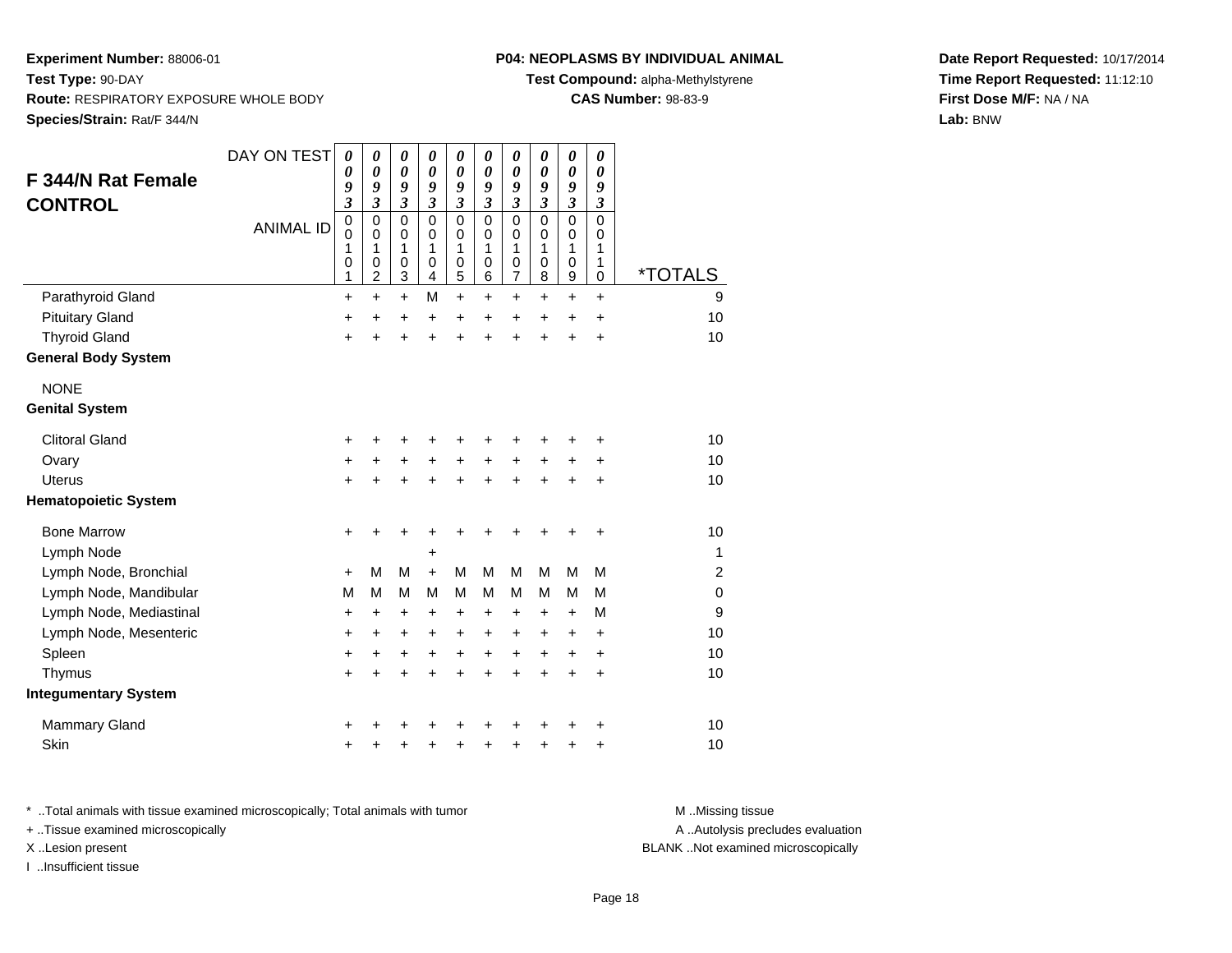**Experiment Number:** 88006-01
**Test Type:** 90-DAY
**Route:** RESPIRATORY EXPOSURE WHOLE BODY
**Species/Strain:** Rat/F 344/N

**P04: NEOPLASMS BY INDIVIDUAL ANIMAL**
**Test Compound:** alpha-Methylstyrene
**CAS Number:** 98-83-9

**Date Report Requested:** 10/17/2014
**Time Report Requested:** 11:12:10
**First Dose M/F:** NA / NA
**Lab:** BNW

## F 344/N Rat Female CONTROL

| DAY ON TEST | 0093 | 0093 | 0093 | 0093 | 0093 | 0093 | 0093 | 0093 | 0093 | 0093 | |
|---|---|---|---|---|---|---|---|---|---|---|---|
| ANIMAL ID | 00101 | 00102 | 00103 | 00104 | 00105 | 00106 | 00107 | 00108 | 00109 | 00110 | *TOTALS |
| Parathyroid Gland | + | + | + | M | + | + | + | + | + | + | 9 |
| Pituitary Gland | + | + | + | + | + | + | + | + | + | + | 10 |
| Thyroid Gland | + | + | + | + | + | + | + | + | + | + | 10 |
| **General Body System** | | | | | | | | | | | |
| NONE | | | | | | | | | | | |
| **Genital System** | | | | | | | | | | | |
| Clitoral Gland | + | + | + | + | + | + | + | + | + | + | 10 |
| Ovary | + | + | + | + | + | + | + | + | + | + | 10 |
| Uterus | + | + | + | + | + | + | + | + | + | + | 10 |
| **Hematopoietic System** | | | | | | | | | | | |
| Bone Marrow | + | + | + | + | + | + | + | + | + | + | 10 |
| Lymph Node | | | | + | | | | | | | 1 |
| Lymph Node, Bronchial | + | M | M | + | M | M | M | M | M | M | 2 |
| Lymph Node, Mandibular | M | M | M | M | M | M | M | M | M | M | 0 |
| Lymph Node, Mediastinal | + | + | + | + | + | + | + | + | + | M | 9 |
| Lymph Node, Mesenteric | + | + | + | + | + | + | + | + | + | + | 10 |
| Spleen | + | + | + | + | + | + | + | + | + | + | 10 |
| Thymus | + | + | + | + | + | + | + | + | + | + | 10 |
| **Integumentary System** | | | | | | | | | | | |
| Mammary Gland | + | + | + | + | + | + | + | + | + | + | 10 |
| Skin | + | + | + | + | + | + | + | + | + | + | 10 |

* ..Total animals with tissue examined microscopically; Total animals with tumor
+ ..Tissue examined microscopically
X ..Lesion present
I ..Insufficient tissue

M ..Missing tissue
A ..Autolysis precludes evaluation
BLANK ..Not examined microscopically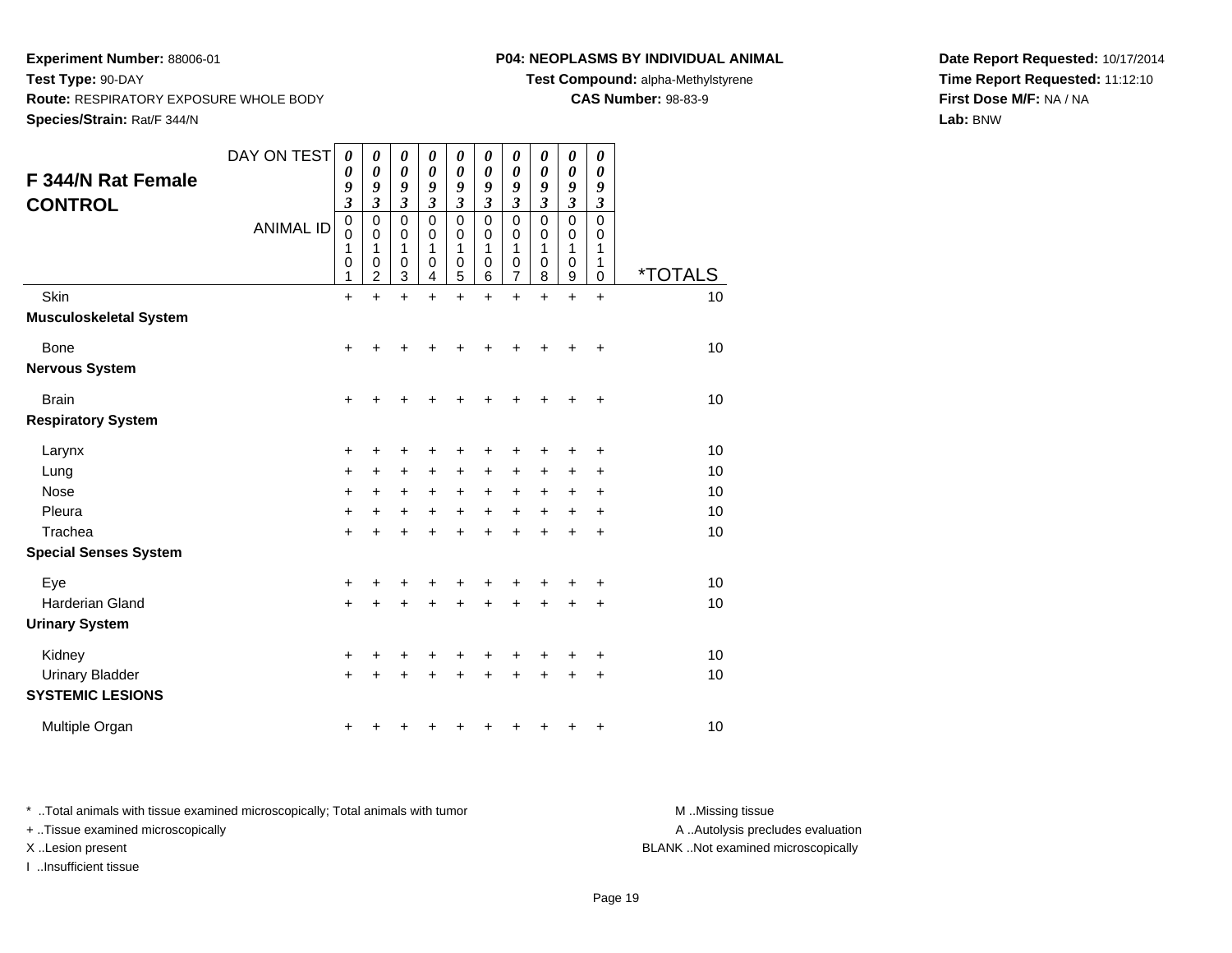**Experiment Number:** 88006-01
**Test Type:** 90-DAY
**Route:** RESPIRATORY EXPOSURE WHOLE BODY
**Species/Strain:** Rat/F 344/N

**P04: NEOPLASMS BY INDIVIDUAL ANIMAL**
**Test Compound:** alpha-Methylstyrene
**CAS Number:** 98-83-9

**Date Report Requested:** 10/17/2014
**Time Report Requested:** 11:12:10
**First Dose M/F:** NA / NA
**Lab:** BNW

## F 344/N Rat Female CONTROL

| DAY ON TEST | 0093 | 0093 | 0093 | 0093 | 0093 | 0093 | 0093 | 0093 | 0093 | 0093 | |
|---|---|---|---|---|---|---|---|---|---|---|---|
| ANIMAL ID | 00101 | 00102 | 00103 | 00104 | 00105 | 00106 | 00107 | 00108 | 00109 | 00110 | *TOTALS |
| Skin | + | + | + | + | + | + | + | + | + | + | 10 |
| **Musculoskeletal System** | | | | | | | | | | | |
| Bone | + | + | + | + | + | + | + | + | + | + | 10 |
| **Nervous System** | | | | | | | | | | | |
| Brain | + | + | + | + | + | + | + | + | + | + | 10 |
| **Respiratory System** | | | | | | | | | | | |
| Larynx | + | + | + | + | + | + | + | + | + | + | 10 |
| Lung | + | + | + | + | + | + | + | + | + | + | 10 |
| Nose | + | + | + | + | + | + | + | + | + | + | 10 |
| Pleura | + | + | + | + | + | + | + | + | + | + | 10 |
| Trachea | + | + | + | + | + | + | + | + | + | + | 10 |
| **Special Senses System** | | | | | | | | | | | |
| Eye | + | + | + | + | + | + | + | + | + | + | 10 |
| Harderian Gland | + | + | + | + | + | + | + | + | + | + | 10 |
| **Urinary System** | | | | | | | | | | | |
| Kidney | + | + | + | + | + | + | + | + | + | + | 10 |
| Urinary Bladder | + | + | + | + | + | + | + | + | + | + | 10 |
| **SYSTEMIC LESIONS** | | | | | | | | | | | |
| Multiple Organ | + | + | + | + | + | + | + | + | + | + | 10 |

* ..Total animals with tissue examined microscopically; Total animals with tumor
+ ..Tissue examined microscopically
X ..Lesion present
I ..Insufficient tissue

M ..Missing tissue
A ..Autolysis precludes evaluation
BLANK ..Not examined microscopically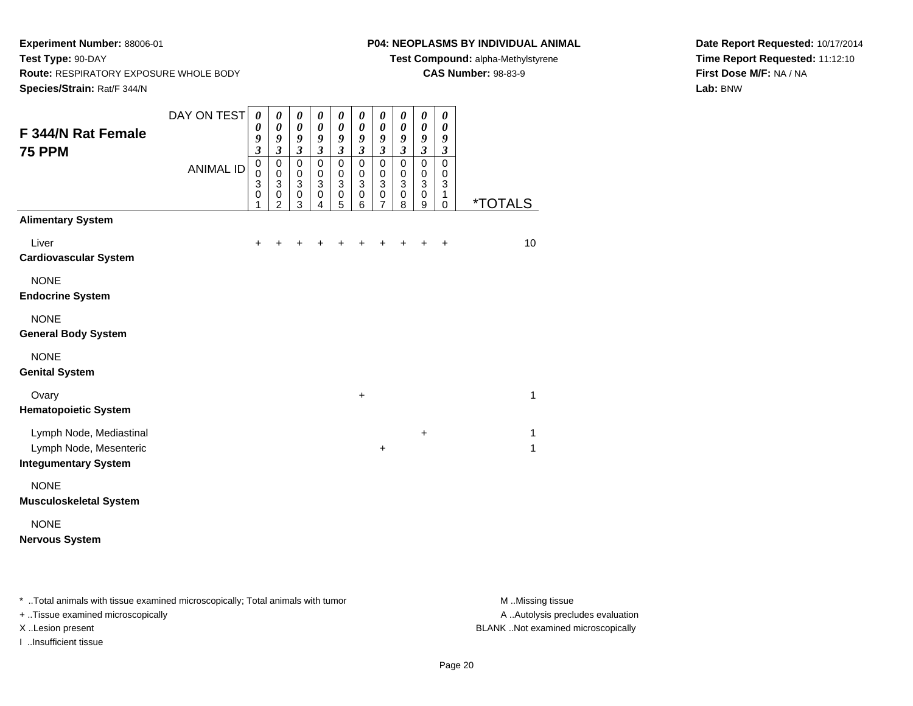**Experiment Number:** 88006-01
**Test Type:** 90-DAY
**Route:** RESPIRATORY EXPOSURE WHOLE BODY
**Species/Strain:** Rat/F 344/N

**P04: NEOPLASMS BY INDIVIDUAL ANIMAL**
**Test Compound:** alpha-Methylstyrene
**CAS Number:** 98-83-9

**Date Report Requested:** 10/17/2014
**Time Report Requested:** 11:12:10
**First Dose M/F:** NA / NA
**Lab:** BNW

## F 344/N Rat Female 75 PPM

| DAY ON TEST | 0093 | 0093 | 0093 | 0093 | 0093 | 0093 | 0093 | 0093 | 0093 | 0093 | |
|---|---|---|---|---|---|---|---|---|---|---|---|
| ANIMAL ID | 00301 | 00302 | 00303 | 00304 | 00305 | 00306 | 00307 | 00308 | 00309 | 00310 | *TOTALS |
| **Alimentary System** | | | | | | | | | | | |
| Liver | + | + | + | + | + | + | + | + | + | + | 10 |
| **Cardiovascular System** | | | | | | | | | | | |
| NONE | | | | | | | | | | | |
| **Endocrine System** | | | | | | | | | | | |
| NONE | | | | | | | | | | | |
| **General Body System** | | | | | | | | | | | |
| NONE | | | | | | | | | | | |
| **Genital System** | | | | | | | | | | | |
| Ovary | | | | | | + | | | | | 1 |
| **Hematopoietic System** | | | | | | | | | | | |
| Lymph Node, Mediastinal | | | | | | | | | + | | 1 |
| Lymph Node, Mesenteric | | | | | | | + | | | | 1 |
| **Integumentary System** | | | | | | | | | | | |
| NONE | | | | | | | | | | | |
| **Musculoskeletal System** | | | | | | | | | | | |
| NONE | | | | | | | | | | | |
| **Nervous System** | | | | | | | | | | | |

* ..Total animals with tissue examined microscopically; Total animals with tumor
+ ..Tissue examined microscopically
X ..Lesion present
I ..Insufficient tissue

M ..Missing tissue
A ..Autolysis precludes evaluation
BLANK ..Not examined microscopically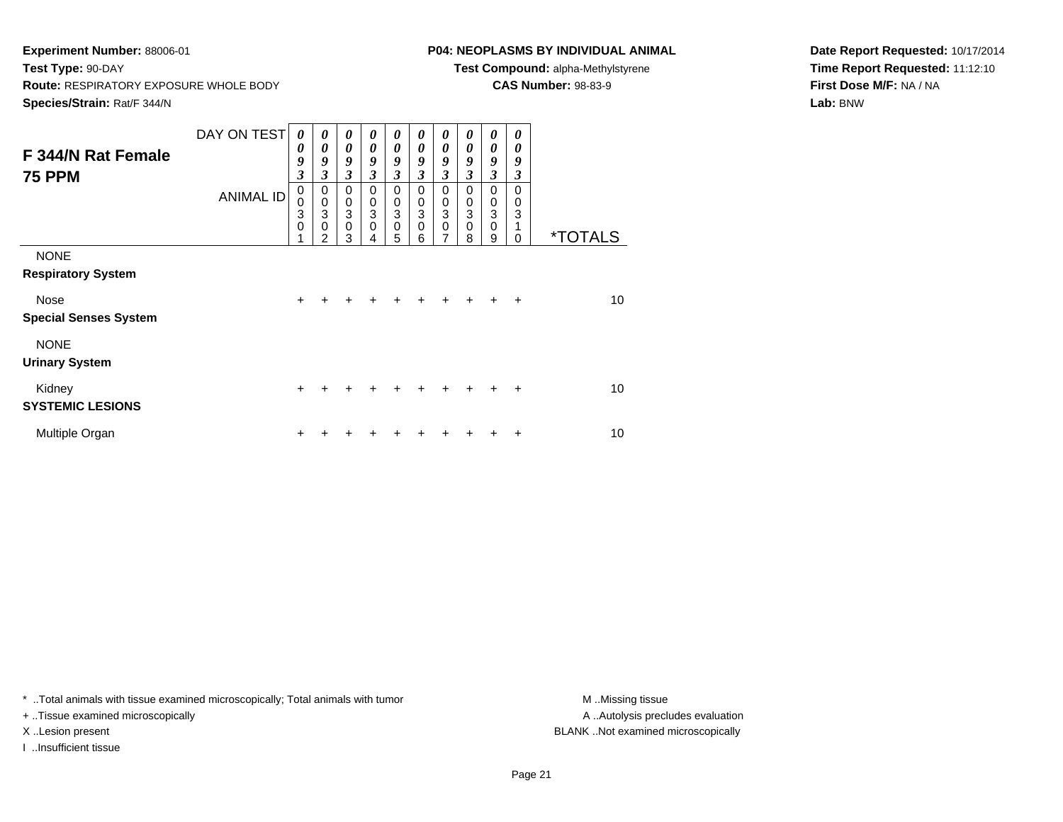**Experiment Number:** 88006-01
**Test Type:** 90-DAY
**Route:** RESPIRATORY EXPOSURE WHOLE BODY
**Species/Strain:** Rat/F 344/N

**P04: NEOPLASMS BY INDIVIDUAL ANIMAL**
**Test Compound:** alpha-Methylstyrene
**CAS Number:** 98-83-9

**Date Report Requested:** 10/17/2014
**Time Report Requested:** 11:12:10
**First Dose M/F:** NA / NA
**Lab:** BNW

## F 344/N Rat Female 75 PPM

| DAY ON TEST | 0093 | 0093 | 0093 | 0093 | 0093 | 0093 | 0093 | 0093 | 0093 | 0093 | |
|---|---|---|---|---|---|---|---|---|---|---|---|
| ANIMAL ID | 00301 | 00302 | 00303 | 00304 | 00305 | 00306 | 00307 | 00308 | 00309 | 00310 | *TOTALS |
| NONE | | | | | | | | | | | |
| **Respiratory System** | | | | | | | | | | | |
| Nose | + | + | + | + | + | + | + | + | + | + | 10 |
| **Special Senses System** | | | | | | | | | | | |
| NONE | | | | | | | | | | | |
| **Urinary System** | | | | | | | | | | | |
| Kidney | + | + | + | + | + | + | + | + | + | + | 10 |
| **SYSTEMIC LESIONS** | | | | | | | | | | | |
| Multiple Organ | + | + | + | + | + | + | + | + | + | + | 10 |

* ..Total animals with tissue examined microscopically; Total animals with tumor
+ ..Tissue examined microscopically
X ..Lesion present
I ..Insufficient tissue

M ..Missing tissue
A ..Autolysis precludes evaluation
BLANK ..Not examined microscopically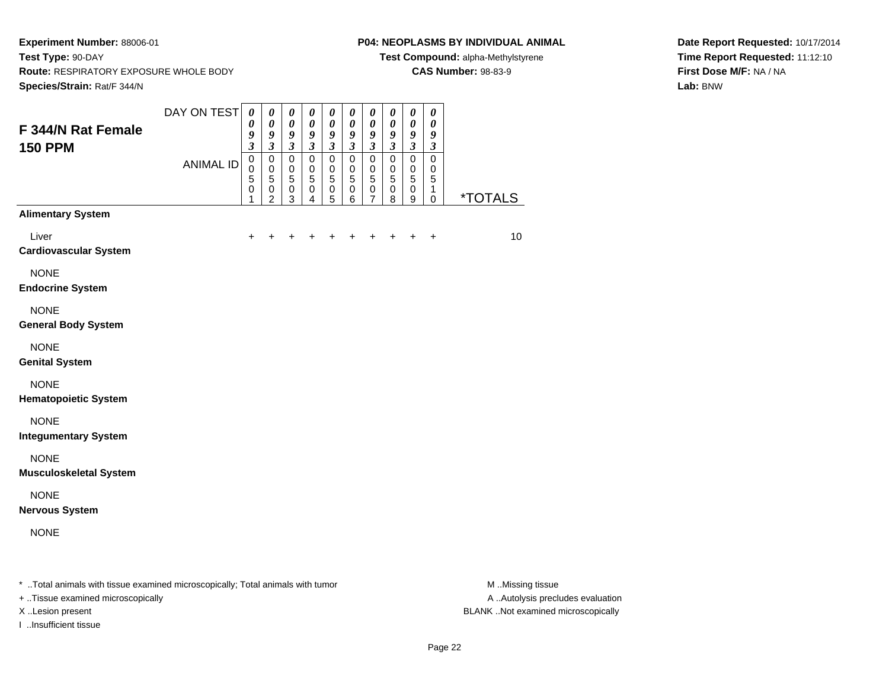**Experiment Number:** 88006-01
**Test Type:** 90-DAY
**Route:** RESPIRATORY EXPOSURE WHOLE BODY
**Species/Strain:** Rat/F 344/N

**P04: NEOPLASMS BY INDIVIDUAL ANIMAL**
**Test Compound:** alpha-Methylstyrene
**CAS Number:** 98-83-9

**Date Report Requested:** 10/17/2014
**Time Report Requested:** 11:12:10
**First Dose M/F:** NA / NA
**Lab:** BNW

## F 344/N Rat Female 150 PPM

| DAY ON TEST | 0093 | 0093 | 0093 | 0093 | 0093 | 0093 | 0093 | 0093 | 0093 | 0093 | |
|---|---|---|---|---|---|---|---|---|---|---|---|
| ANIMAL ID | 00501 | 00502 | 00503 | 00504 | 00505 | 00506 | 00507 | 00508 | 00509 | 00510 | *TOTALS |
| **Alimentary System** | | | | | | | | | | | |
| Liver | + | + | + | + | + | + | + | + | + | + | 10 |
| **Cardiovascular System** | | | | | | | | | | | |
| NONE | | | | | | | | | | | |
| **Endocrine System** | | | | | | | | | | | |
| NONE | | | | | | | | | | | |
| **General Body System** | | | | | | | | | | | |
| NONE | | | | | | | | | | | |
| **Genital System** | | | | | | | | | | | |
| NONE | | | | | | | | | | | |
| **Hematopoietic System** | | | | | | | | | | | |
| NONE | | | | | | | | | | | |
| **Integumentary System** | | | | | | | | | | | |
| NONE | | | | | | | | | | | |
| **Musculoskeletal System** | | | | | | | | | | | |
| NONE | | | | | | | | | | | |
| **Nervous System** | | | | | | | | | | | |
| NONE | | | | | | | | | | | |

* ..Total animals with tissue examined microscopically; Total animals with tumor
+ ..Tissue examined microscopically
X ..Lesion present
I ..Insufficient tissue

M ..Missing tissue
A ..Autolysis precludes evaluation
BLANK ..Not examined microscopically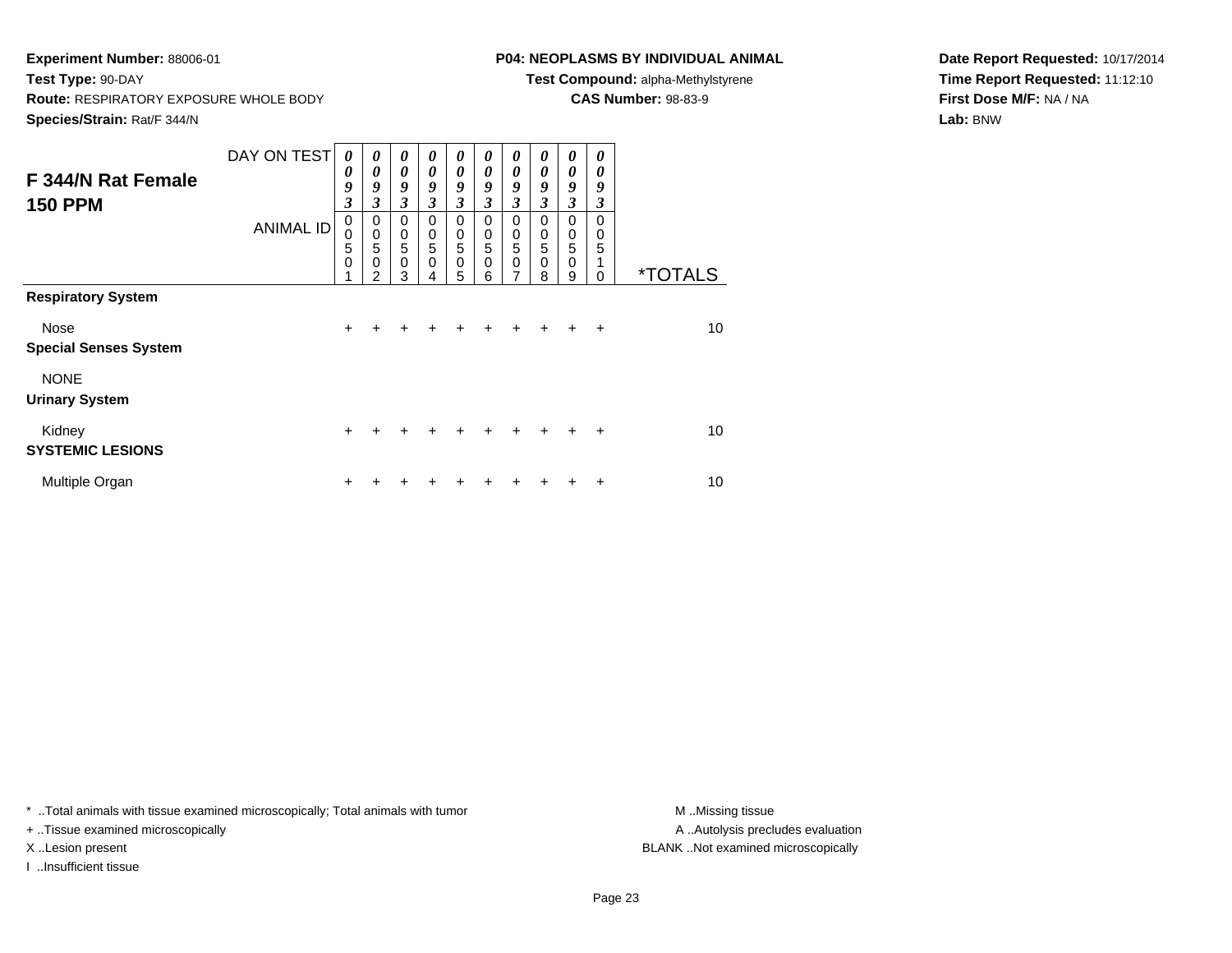**Experiment Number:** 88006-01
**Test Type:** 90-DAY
**Route:** RESPIRATORY EXPOSURE WHOLE BODY
**Species/Strain:** Rat/F 344/N

**P04: NEOPLASMS BY INDIVIDUAL ANIMAL**
**Test Compound:** alpha-Methylstyrene
**CAS Number:** 98-83-9

**Date Report Requested:** 10/17/2014
**Time Report Requested:** 11:12:10
**First Dose M/F:** NA / NA
**Lab:** BNW

## F 344/N Rat Female 150 PPM

| DAY ON TEST | 0093 | 0093 | 0093 | 0093 | 0093 | 0093 | 0093 | 0093 | 0093 | 0093 | |
|---|---|---|---|---|---|---|---|---|---|---|---|
| ANIMAL ID | 00501 | 00502 | 00503 | 00504 | 00505 | 00506 | 00507 | 00508 | 00509 | 00510 | *TOTALS |
| **Respiratory System** | | | | | | | | | | | |
| Nose | + | + | + | + | + | + | + | + | + | + | 10 |
| **Special Senses System** | | | | | | | | | | | |
| NONE | | | | | | | | | | | |
| **Urinary System** | | | | | | | | | | | |
| Kidney | + | + | + | + | + | + | + | + | + | + | 10 |
| **SYSTEMIC LESIONS** | | | | | | | | | | | |
| Multiple Organ | + | + | + | + | + | + | + | + | + | + | 10 |

* ..Total animals with tissue examined microscopically; Total animals with tumor
+ ..Tissue examined microscopically
X ..Lesion present
I ..Insufficient tissue

M ..Missing tissue
A ..Autolysis precludes evaluation
BLANK ..Not examined microscopically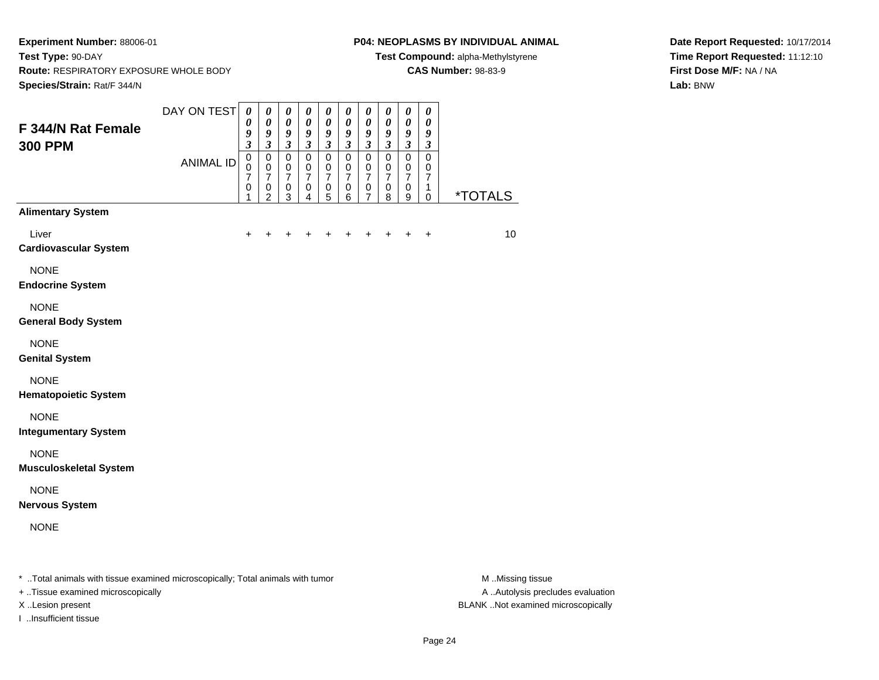**Experiment Number:** 88006-01
**Test Type:** 90-DAY
**Route:** RESPIRATORY EXPOSURE WHOLE BODY
**Species/Strain:** Rat/F 344/N

**P04: NEOPLASMS BY INDIVIDUAL ANIMAL**
**Test Compound:** alpha-Methylstyrene
**CAS Number:** 98-83-9

**Date Report Requested:** 10/17/2014
**Time Report Requested:** 11:12:10
**First Dose M/F:** NA / NA
**Lab:** BNW

## F 344/N Rat Female 300 PPM

| DAY ON TEST | 0093 | 0093 | 0093 | 0093 | 0093 | 0093 | 0093 | 0093 | 0093 | 0093 | |
|---|---|---|---|---|---|---|---|---|---|---|---|
| ANIMAL ID | 00701 | 00702 | 00703 | 00704 | 00705 | 00706 | 00707 | 00708 | 00709 | 00710 | *TOTALS |
| **Alimentary System** | | | | | | | | | | | |
| Liver | + | + | + | + | + | + | + | + | + | + | 10 |
| **Cardiovascular System** | | | | | | | | | | | |
| NONE | | | | | | | | | | | |
| **Endocrine System** | | | | | | | | | | | |
| NONE | | | | | | | | | | | |
| **General Body System** | | | | | | | | | | | |
| NONE | | | | | | | | | | | |
| **Genital System** | | | | | | | | | | | |
| NONE | | | | | | | | | | | |
| **Hematopoietic System** | | | | | | | | | | | |
| NONE | | | | | | | | | | | |
| **Integumentary System** | | | | | | | | | | | |
| NONE | | | | | | | | | | | |
| **Musculoskeletal System** | | | | | | | | | | | |
| NONE | | | | | | | | | | | |
| **Nervous System** | | | | | | | | | | | |
| NONE | | | | | | | | | | | |

* ..Total animals with tissue examined microscopically; Total animals with tumor
+ ..Tissue examined microscopically
X ..Lesion present
I ..Insufficient tissue

M ..Missing tissue
A ..Autolysis precludes evaluation
BLANK ..Not examined microscopically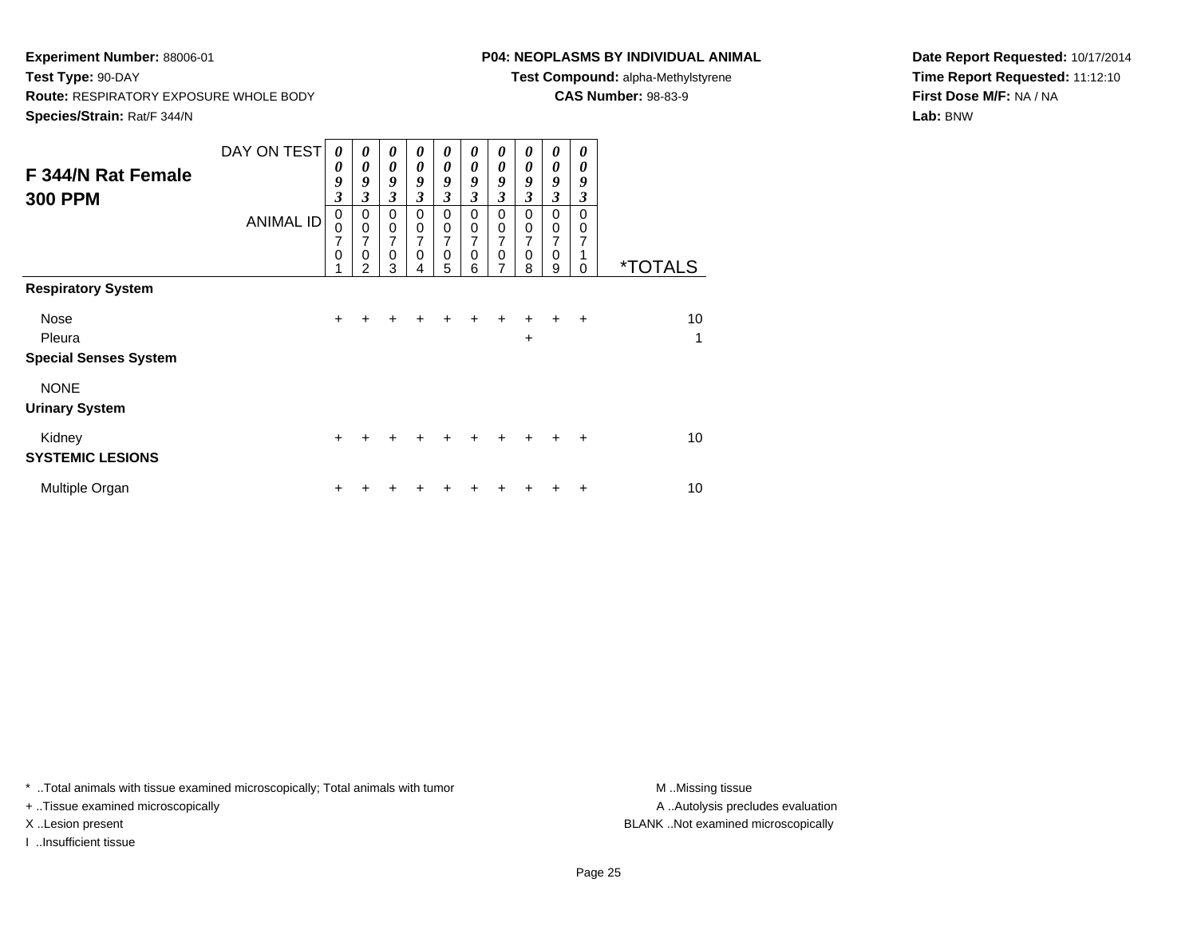**Experiment Number:** 88006-01
**Test Type:** 90-DAY
**Route:** RESPIRATORY EXPOSURE WHOLE BODY
**Species/Strain:** Rat/F 344/N

**P04: NEOPLASMS BY INDIVIDUAL ANIMAL**
**Test Compound:** alpha-Methylstyrene
**CAS Number:** 98-83-9

**Date Report Requested:** 10/17/2014
**Time Report Requested:** 11:12:10
**First Dose M/F:** NA / NA
**Lab:** BNW

## F 344/N Rat Female 300 PPM

| DAY ON TEST | 0093 | 0093 | 0093 | 0093 | 0093 | 0093 | 0093 | 0093 | 0093 | 0093 | |
|---|---|---|---|---|---|---|---|---|---|---|---|
| ANIMAL ID | 00701 | 00702 | 00703 | 00704 | 00705 | 00706 | 00707 | 00708 | 00709 | 00710 | *TOTALS |
| **Respiratory System** | | | | | | | | | | | |
| Nose | + | + | + | + | + | + | + | + | + | + | 10 |
| Pleura | | | | | | | | + | | | 1 |
| **Special Senses System** | | | | | | | | | | | |
| NONE | | | | | | | | | | | |
| **Urinary System** | | | | | | | | | | | |
| Kidney | + | + | + | + | + | + | + | + | + | + | 10 |
| **SYSTEMIC LESIONS** | | | | | | | | | | | |
| Multiple Organ | + | + | + | + | + | + | + | + | + | + | 10 |

* ..Total animals with tissue examined microscopically; Total animals with tumor
+ ..Tissue examined microscopically
X ..Lesion present
I ..Insufficient tissue

M ..Missing tissue
A ..Autolysis precludes evaluation
BLANK ..Not examined microscopically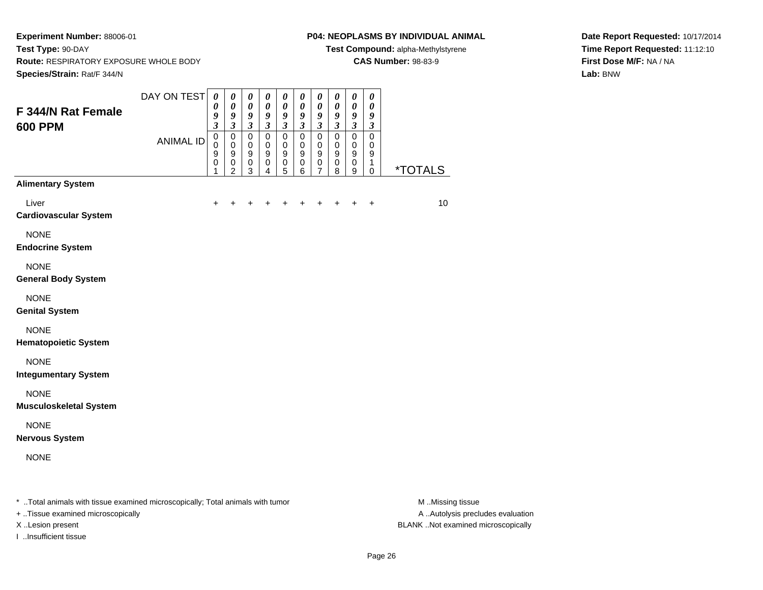**Experiment Number:** 88006-01
**Test Type:** 90-DAY
**Route:** RESPIRATORY EXPOSURE WHOLE BODY
**Species/Strain:** Rat/F 344/N

**P04: NEOPLASMS BY INDIVIDUAL ANIMAL**
**Test Compound:** alpha-Methylstyrene
**CAS Number:** 98-83-9

**Date Report Requested:** 10/17/2014
**Time Report Requested:** 11:12:10
**First Dose M/F:** NA / NA
**Lab:** BNW

## F 344/N Rat Female 600 PPM

| DAY ON TEST | 0093 | 0093 | 0093 | 0093 | 0093 | 0093 | 0093 | 0093 | 0093 | 0093 | |
|---|---|---|---|---|---|---|---|---|---|---|---|
| ANIMAL ID | 00901 | 00902 | 00903 | 00904 | 00905 | 00906 | 00907 | 00908 | 00909 | 00910 | *TOTALS |
| **Alimentary System** | | | | | | | | | | | |
| Liver | + | + | + | + | + | + | + | + | + | + | 10 |
| **Cardiovascular System** | | | | | | | | | | | |
| NONE | | | | | | | | | | | |
| **Endocrine System** | | | | | | | | | | | |
| NONE | | | | | | | | | | | |
| **General Body System** | | | | | | | | | | | |
| NONE | | | | | | | | | | | |
| **Genital System** | | | | | | | | | | | |
| NONE | | | | | | | | | | | |
| **Hematopoietic System** | | | | | | | | | | | |
| NONE | | | | | | | | | | | |
| **Integumentary System** | | | | | | | | | | | |
| NONE | | | | | | | | | | | |
| **Musculoskeletal System** | | | | | | | | | | | |
| NONE | | | | | | | | | | | |
| **Nervous System** | | | | | | | | | | | |
| NONE | | | | | | | | | | | |

* ..Total animals with tissue examined microscopically; Total animals with tumor
+ ..Tissue examined microscopically
X ..Lesion present
I ..Insufficient tissue

M ..Missing tissue
A ..Autolysis precludes evaluation
BLANK ..Not examined microscopically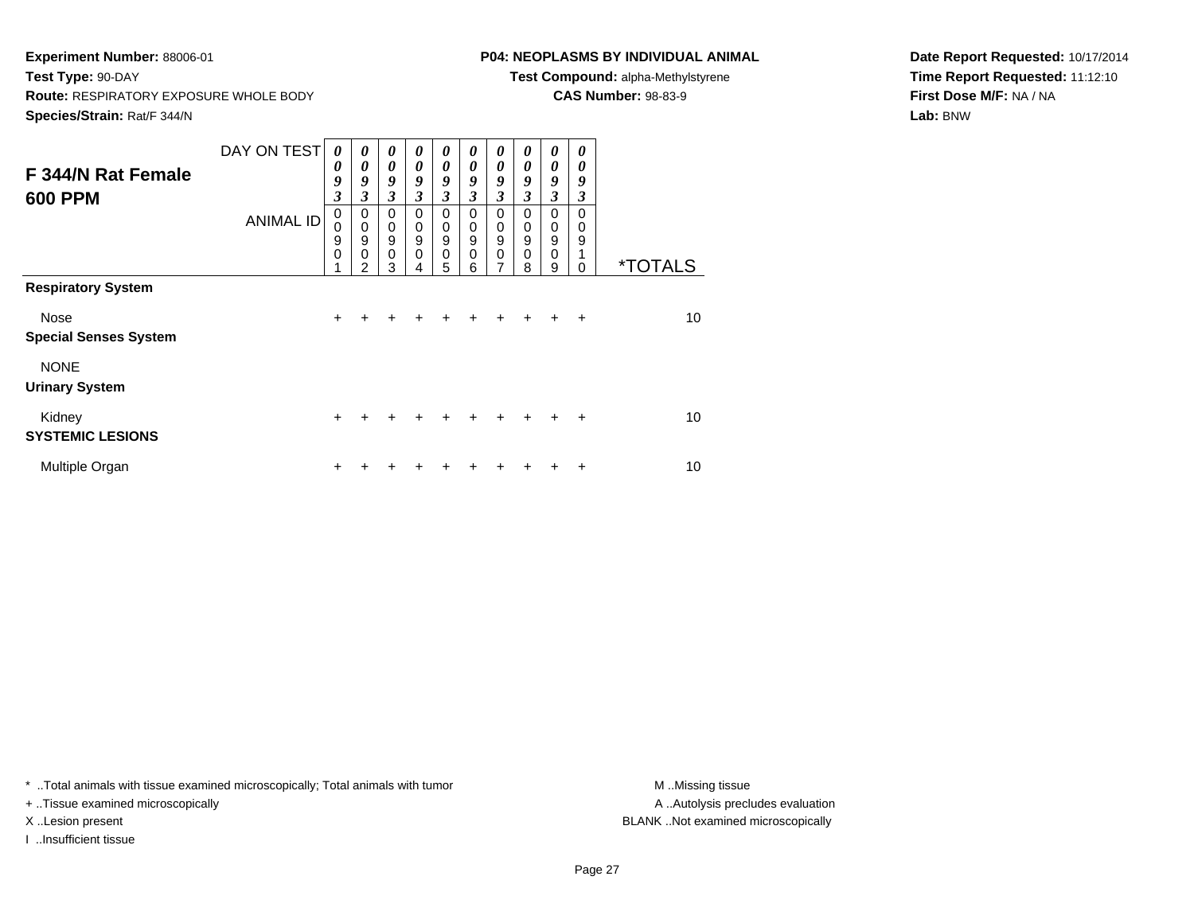**Experiment Number:** 88006-01
**Test Type:** 90-DAY
**Route:** RESPIRATORY EXPOSURE WHOLE BODY
**Species/Strain:** Rat/F 344/N

**P04: NEOPLASMS BY INDIVIDUAL ANIMAL**
**Test Compound:** alpha-Methylstyrene
**CAS Number:** 98-83-9

**Date Report Requested:** 10/17/2014
**Time Report Requested:** 11:12:10
**First Dose M/F:** NA / NA
**Lab:** BNW

## F 344/N Rat Female 600 PPM

| DAY ON TEST | 0093 | 0093 | 0093 | 0093 | 0093 | 0093 | 0093 | 0093 | 0093 | 0093 | |
|---|---|---|---|---|---|---|---|---|---|---|---|
| ANIMAL ID | 00901 | 00902 | 00903 | 00904 | 00905 | 00906 | 00907 | 00908 | 00909 | 00910 | *TOTALS |
| **Respiratory System** | | | | | | | | | | | |
| Nose | + | + | + | + | + | + | + | + | + | + | 10 |
| **Special Senses System** | | | | | | | | | | | |
| NONE | | | | | | | | | | | |
| **Urinary System** | | | | | | | | | | | |
| Kidney | + | + | + | + | + | + | + | + | + | + | 10 |
| **SYSTEMIC LESIONS** | | | | | | | | | | | |
| Multiple Organ | + | + | + | + | + | + | + | + | + | + | 10 |

* ..Total animals with tissue examined microscopically; Total animals with tumor
+ ..Tissue examined microscopically
X ..Lesion present
I ..Insufficient tissue

M ..Missing tissue
A ..Autolysis precludes evaluation
BLANK ..Not examined microscopically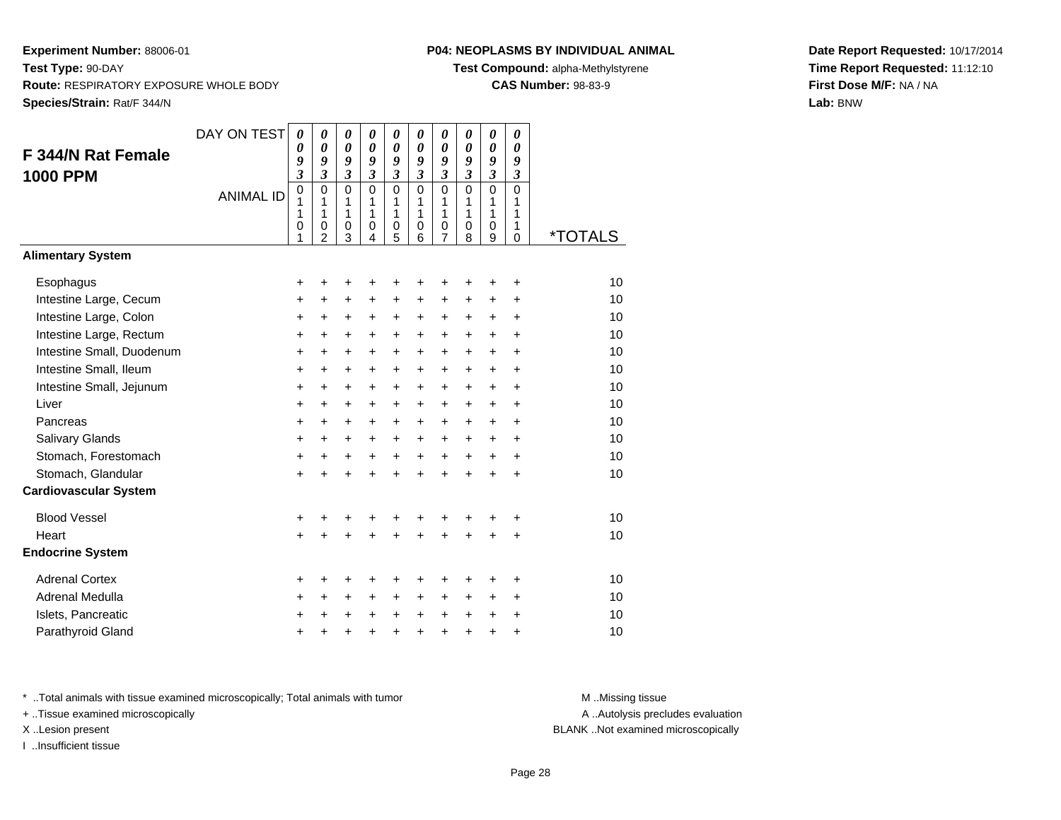**Experiment Number:** 88006-01
**Test Type:** 90-DAY
**Route:** RESPIRATORY EXPOSURE WHOLE BODY
**Species/Strain:** Rat/F 344/N

**P04: NEOPLASMS BY INDIVIDUAL ANIMAL**
**Test Compound:** alpha-Methylstyrene
**CAS Number:** 98-83-9

**Date Report Requested:** 10/17/2014
**Time Report Requested:** 11:12:10
**First Dose M/F:** NA / NA
**Lab:** BNW

## F 344/N Rat Female 1000 PPM

| DAY ON TEST | 0093 | 0093 | 0093 | 0093 | 0093 | 0093 | 0093 | 0093 | 0093 | 0093 | |
|---|---|---|---|---|---|---|---|---|---|---|---|
| ANIMAL ID | 01101 | 01102 | 01103 | 01104 | 01105 | 01106 | 01107 | 01108 | 01109 | 01110 | *TOTALS |
| **Alimentary System** | | | | | | | | | | | |
| Esophagus | + | + | + | + | + | + | + | + | + | + | 10 |
| Intestine Large, Cecum | + | + | + | + | + | + | + | + | + | + | 10 |
| Intestine Large, Colon | + | + | + | + | + | + | + | + | + | + | 10 |
| Intestine Large, Rectum | + | + | + | + | + | + | + | + | + | + | 10 |
| Intestine Small, Duodenum | + | + | + | + | + | + | + | + | + | + | 10 |
| Intestine Small, Ileum | + | + | + | + | + | + | + | + | + | + | 10 |
| Intestine Small, Jejunum | + | + | + | + | + | + | + | + | + | + | 10 |
| Liver | + | + | + | + | + | + | + | + | + | + | 10 |
| Pancreas | + | + | + | + | + | + | + | + | + | + | 10 |
| Salivary Glands | + | + | + | + | + | + | + | + | + | + | 10 |
| Stomach, Forestomach | + | + | + | + | + | + | + | + | + | + | 10 |
| Stomach, Glandular | + | + | + | + | + | + | + | + | + | + | 10 |
| **Cardiovascular System** | | | | | | | | | | | |
| Blood Vessel | + | + | + | + | + | + | + | + | + | + | 10 |
| Heart | + | + | + | + | + | + | + | + | + | + | 10 |
| **Endocrine System** | | | | | | | | | | | |
| Adrenal Cortex | + | + | + | + | + | + | + | + | + | + | 10 |
| Adrenal Medulla | + | + | + | + | + | + | + | + | + | + | 10 |
| Islets, Pancreatic | + | + | + | + | + | + | + | + | + | + | 10 |
| Parathyroid Gland | + | + | + | + | + | + | + | + | + | + | 10 |

* ..Total animals with tissue examined microscopically; Total animals with tumor
+ ..Tissue examined microscopically
X ..Lesion present
I ..Insufficient tissue

M ..Missing tissue
A ..Autolysis precludes evaluation
BLANK ..Not examined microscopically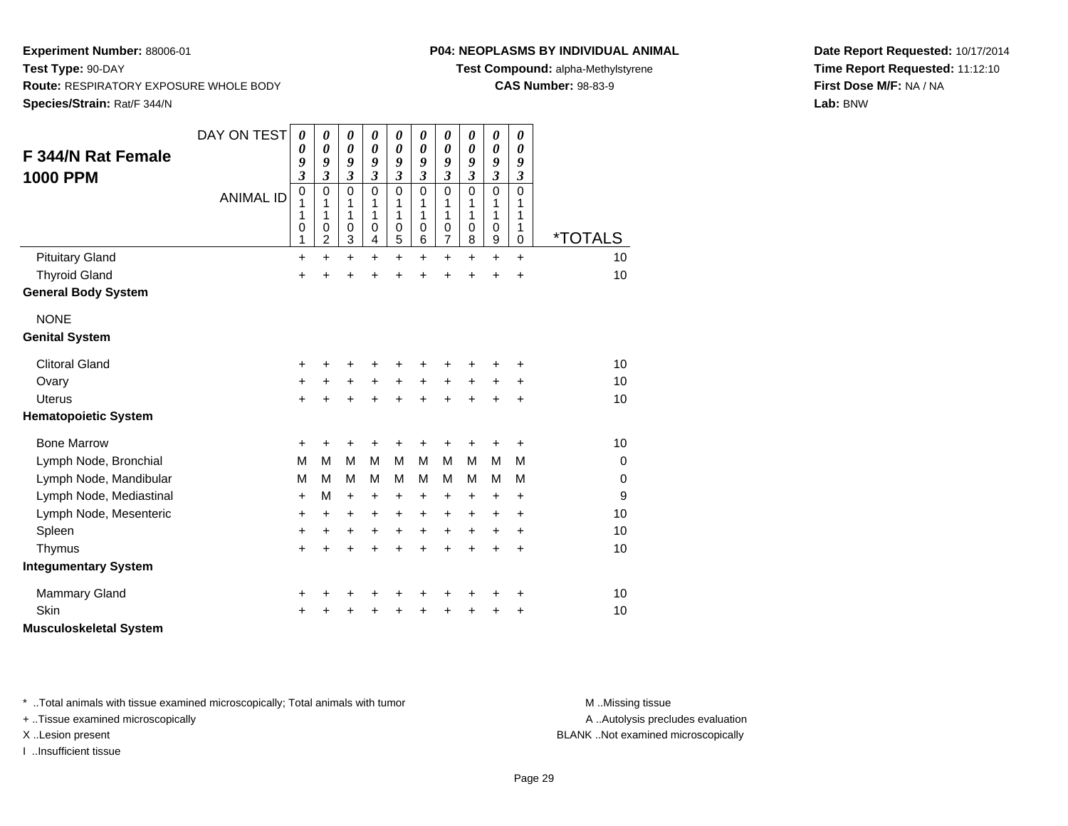**Experiment Number:** 88006-01
**Test Type:** 90-DAY
**Route:** RESPIRATORY EXPOSURE WHOLE BODY
**Species/Strain:** Rat/F 344/N

**P04: NEOPLASMS BY INDIVIDUAL ANIMAL**
**Test Compound:** alpha-Methylstyrene
**CAS Number:** 98-83-9

**Date Report Requested:** 10/17/2014
**Time Report Requested:** 11:12:10
**First Dose M/F:** NA / NA
**Lab:** BNW

## F 344/N Rat Female 1000 PPM

| DAY ON TEST | 0093 | 0093 | 0093 | 0093 | 0093 | 0093 | 0093 | 0093 | 0093 | 0093 | |
|---|---|---|---|---|---|---|---|---|---|---|---|
| ANIMAL ID | 01101 | 01102 | 01103 | 01104 | 01105 | 01106 | 01107 | 01108 | 01109 | 01110 | *TOTALS |
| Pituitary Gland | + | + | + | + | + | + | + | + | + | + | 10 |
| Thyroid Gland | + | + | + | + | + | + | + | + | + | + | 10 |
| **General Body System** | | | | | | | | | | | |
| NONE | | | | | | | | | | | |
| **Genital System** | | | | | | | | | | | |
| Clitoral Gland | + | + | + | + | + | + | + | + | + | + | 10 |
| Ovary | + | + | + | + | + | + | + | + | + | + | 10 |
| Uterus | + | + | + | + | + | + | + | + | + | + | 10 |
| **Hematopoietic System** | | | | | | | | | | | |
| Bone Marrow | + | + | + | + | + | + | + | + | + | + | 10 |
| Lymph Node, Bronchial | M | M | M | M | M | M | M | M | M | M | 0 |
| Lymph Node, Mandibular | M | M | M | M | M | M | M | M | M | M | 0 |
| Lymph Node, Mediastinal | + | M | + | + | + | + | + | + | + | + | 9 |
| Lymph Node, Mesenteric | + | + | + | + | + | + | + | + | + | + | 10 |
| Spleen | + | + | + | + | + | + | + | + | + | + | 10 |
| Thymus | + | + | + | + | + | + | + | + | + | + | 10 |
| **Integumentary System** | | | | | | | | | | | |
| Mammary Gland | + | + | + | + | + | + | + | + | + | + | 10 |
| Skin | + | + | + | + | + | + | + | + | + | + | 10 |
| **Musculoskeletal System** | | | | | | | | | | | |

* ..Total animals with tissue examined microscopically; Total animals with tumor
+ ..Tissue examined microscopically
X ..Lesion present
I ..Insufficient tissue

M ..Missing tissue
A ..Autolysis precludes evaluation
BLANK ..Not examined microscopically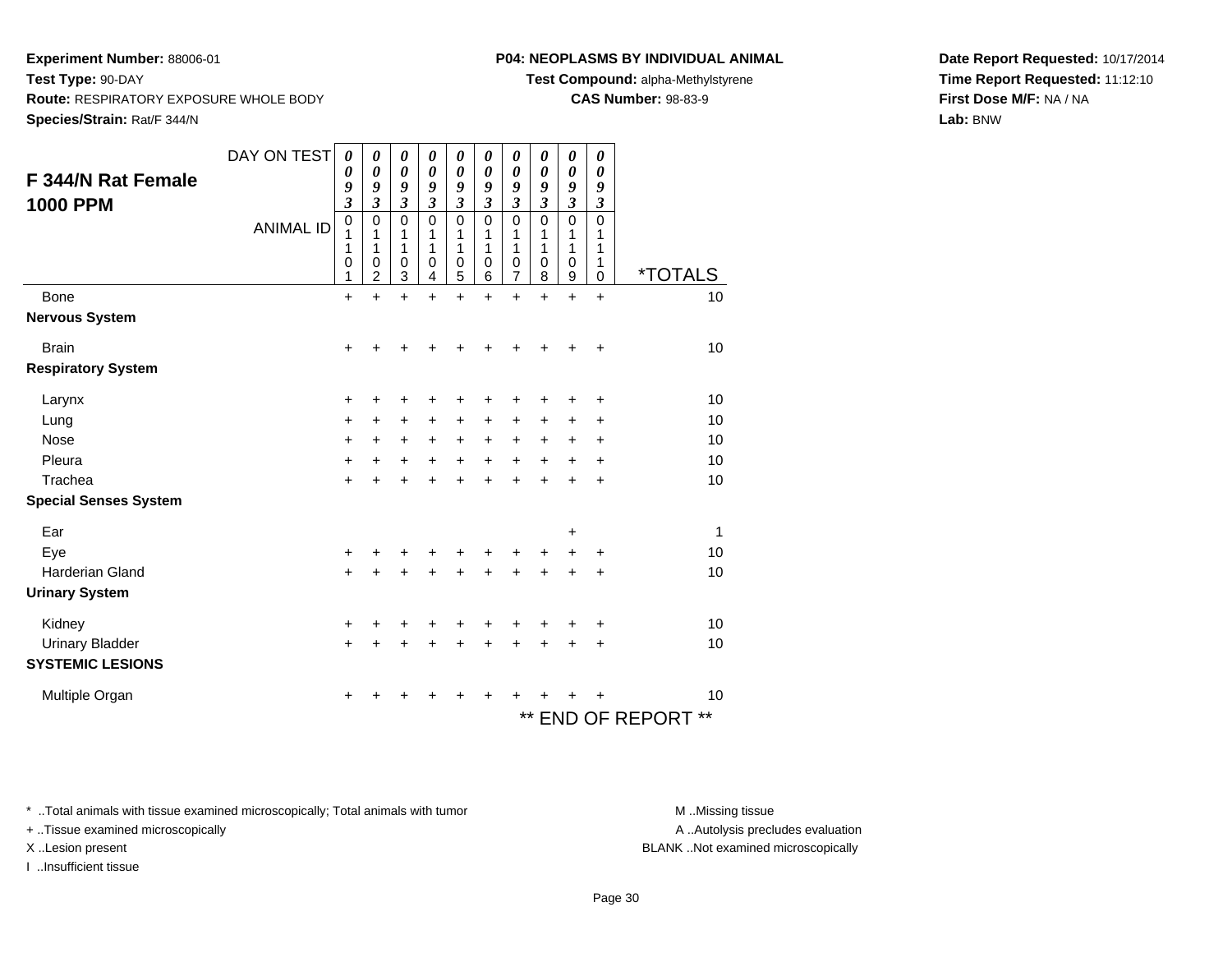**Experiment Number:** 88006-01
**Test Type:** 90-DAY
**Route:** RESPIRATORY EXPOSURE WHOLE BODY
**Species/Strain:** Rat/F 344/N

**P04: NEOPLASMS BY INDIVIDUAL ANIMAL**
**Test Compound:** alpha-Methylstyrene
**CAS Number:** 98-83-9

**Date Report Requested:** 10/17/2014
**Time Report Requested:** 11:12:10
**First Dose M/F:** NA / NA
**Lab:** BNW

## F 344/N Rat Female 1000 PPM

| DAY ON TEST | 0093 | 0093 | 0093 | 0093 | 0093 | 0093 | 0093 | 0093 | 0093 | 0093 | |
|---|---|---|---|---|---|---|---|---|---|---|---|
| ANIMAL ID | 01101 | 01102 | 01103 | 01104 | 01105 | 01106 | 01107 | 01108 | 01109 | 01110 | *TOTALS |
| Bone | + | + | + | + | + | + | + | + | + | + | 10 |
| **Nervous System** | | | | | | | | | | | |
| Brain | + | + | + | + | + | + | + | + | + | + | 10 |
| **Respiratory System** | | | | | | | | | | | |
| Larynx | + | + | + | + | + | + | + | + | + | + | 10 |
| Lung | + | + | + | + | + | + | + | + | + | + | 10 |
| Nose | + | + | + | + | + | + | + | + | + | + | 10 |
| Pleura | + | + | + | + | + | + | + | + | + | + | 10 |
| Trachea | + | + | + | + | + | + | + | + | + | + | 10 |
| **Special Senses System** | | | | | | | | | | | |
| Ear | | | | | | | | | + | | 1 |
| Eye | + | + | + | + | + | + | + | + | + | + | 10 |
| Harderian Gland | + | + | + | + | + | + | + | + | + | + | 10 |
| **Urinary System** | | | | | | | | | | | |
| Kidney | + | + | + | + | + | + | + | + | + | + | 10 |
| Urinary Bladder | + | + | + | + | + | + | + | + | + | + | 10 |
| **SYSTEMIC LESIONS** | | | | | | | | | | | |
| Multiple Organ | + | + | + | + | + | + | + | + | + | + | 10 |

** END OF REPORT **

* ..Total animals with tissue examined microscopically; Total animals with tumor
+ ..Tissue examined microscopically
X ..Lesion present
I ..Insufficient tissue

M ..Missing tissue
A ..Autolysis precludes evaluation
BLANK ..Not examined microscopically